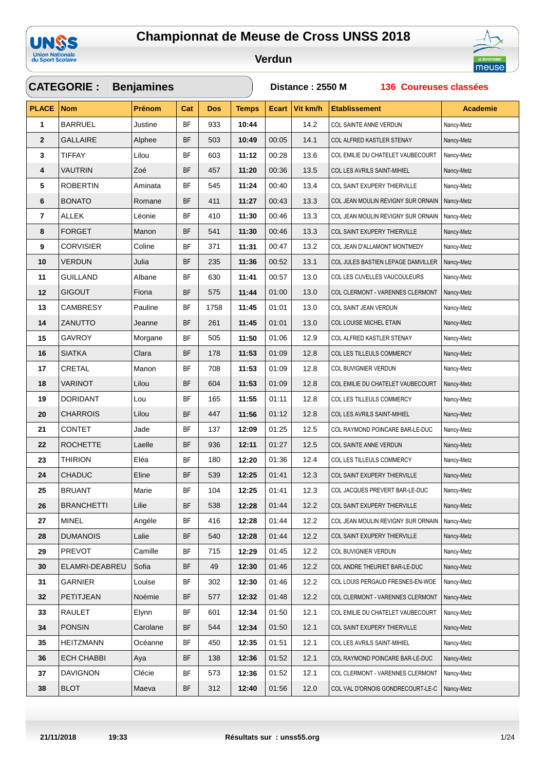# Championnat de Meuse de Cross UNSS 2018

## Verdun

**CATEGORIE : Benjamines** — **Distance : 2550 M** — **136 Coureuses classées**

| PLACE | Nom | Prénom | Cat | Dos | Temps | Ecart | Vit km/h | Etablissement | Academie |
|---|---|---|---|---|---|---|---|---|---|
| 1 | BARRUEL | Justine | BF | 933 | 10:44 | | 14.2 | COL SAINTE ANNE VERDUN | Nancy-Metz |
| 2 | GALLAIRE | Alphee | BF | 503 | 10:49 | 00:05 | 14.1 | COL ALFRED KASTLER STENAY | Nancy-Metz |
| 3 | TIFFAY | Lilou | BF | 603 | 11:12 | 00:28 | 13.6 | COL EMILIE DU CHATELET VAUBECOURT | Nancy-Metz |
| 4 | VAUTRIN | Zoé | BF | 457 | 11:20 | 00:36 | 13.5 | COL LES AVRILS SAINT-MIHIEL | Nancy-Metz |
| 5 | ROBERTIN | Aminata | BF | 545 | 11:24 | 00:40 | 13.4 | COL SAINT EXUPERY THIERVILLE | Nancy-Metz |
| 6 | BONATO | Romane | BF | 411 | 11:27 | 00:43 | 13.3 | COL JEAN MOULIN REVIGNY SUR ORNAIN | Nancy-Metz |
| 7 | ALLEK | Léonie | BF | 410 | 11:30 | 00:46 | 13.3 | COL JEAN MOULIN REVIGNY SUR ORNAIN | Nancy-Metz |
| 8 | FORGET | Manon | BF | 541 | 11:30 | 00:46 | 13.3 | COL SAINT EXUPERY THIERVILLE | Nancy-Metz |
| 9 | CORVISIER | Coline | BF | 371 | 11:31 | 00:47 | 13.2 | COL JEAN D'ALLAMONT MONTMEDY | Nancy-Metz |
| 10 | VERDUN | Julia | BF | 235 | 11:36 | 00:52 | 13.1 | COL JULES BASTIEN LEPAGE DAMVILLER | Nancy-Metz |
| 11 | GUILLAND | Albane | BF | 630 | 11:41 | 00:57 | 13.0 | COL LES CUVELLES VAUCOULEURS | Nancy-Metz |
| 12 | GIGOUT | Fiona | BF | 575 | 11:44 | 01:00 | 13.0 | COL CLERMONT - VARENNES CLERMONT | Nancy-Metz |
| 13 | CAMBRESY | Pauline | BF | 1758 | 11:45 | 01:01 | 13.0 | COL SAINT JEAN VERDUN | Nancy-Metz |
| 14 | ZANUTTO | Jeanne | BF | 261 | 11:45 | 01:01 | 13.0 | COL LOUISE MICHEL ETAIN | Nancy-Metz |
| 15 | GAVROY | Morgane | BF | 505 | 11:50 | 01:06 | 12.9 | COL ALFRED KASTLER STENAY | Nancy-Metz |
| 16 | SIATKA | Clara | BF | 178 | 11:53 | 01:09 | 12.8 | COL LES TILLEULS COMMERCY | Nancy-Metz |
| 17 | CRETAL | Manon | BF | 708 | 11:53 | 01:09 | 12.8 | COL BUVIGNIER VERDUN | Nancy-Metz |
| 18 | VARINOT | Lilou | BF | 604 | 11:53 | 01:09 | 12.8 | COL EMILIE DU CHATELET VAUBECOURT | Nancy-Metz |
| 19 | DORIDANT | Lou | BF | 165 | 11:55 | 01:11 | 12.8 | COL LES TILLEULS COMMERCY | Nancy-Metz |
| 20 | CHARROIS | Lilou | BF | 447 | 11:56 | 01:12 | 12.8 | COL LES AVRILS SAINT-MIHIEL | Nancy-Metz |
| 21 | CONTET | Jade | BF | 137 | 12:09 | 01:25 | 12.5 | COL RAYMOND POINCARE BAR-LE-DUC | Nancy-Metz |
| 22 | ROCHETTE | Laelle | BF | 936 | 12:11 | 01:27 | 12.5 | COL SAINTE ANNE VERDUN | Nancy-Metz |
| 23 | THIRION | Eléa | BF | 180 | 12:20 | 01:36 | 12.4 | COL LES TILLEULS COMMERCY | Nancy-Metz |
| 24 | CHADUC | Eline | BF | 539 | 12:25 | 01:41 | 12.3 | COL SAINT EXUPERY THIERVILLE | Nancy-Metz |
| 25 | BRUANT | Marie | BF | 104 | 12:25 | 01:41 | 12.3 | COL JACQUES PREVERT BAR-LE-DUC | Nancy-Metz |
| 26 | BRANCHETTI | Lilie | BF | 538 | 12:28 | 01:44 | 12.2 | COL SAINT EXUPERY THIERVILLE | Nancy-Metz |
| 27 | MINEL | Angèle | BF | 416 | 12:28 | 01:44 | 12.2 | COL JEAN MOULIN REVIGNY SUR ORNAIN | Nancy-Metz |
| 28 | DUMANOIS | Lalie | BF | 540 | 12:28 | 01:44 | 12.2 | COL SAINT EXUPERY THIERVILLE | Nancy-Metz |
| 29 | PREVOT | Camille | BF | 715 | 12:29 | 01:45 | 12.2 | COL BUVIGNIER VERDUN | Nancy-Metz |
| 30 | ELAMRI-DEABREU | Sofia | BF | 49 | 12:30 | 01:46 | 12.2 | COL ANDRE THEURIET BAR-LE-DUC | Nancy-Metz |
| 31 | GARNIER | Louise | BF | 302 | 12:30 | 01:46 | 12.2 | COL LOUIS PERGAUD FRESNES-EN-WOE | Nancy-Metz |
| 32 | PETITJEAN | Noémie | BF | 577 | 12:32 | 01:48 | 12.2 | COL CLERMONT - VARENNES CLERMONT | Nancy-Metz |
| 33 | RAULET | Elynn | BF | 601 | 12:34 | 01:50 | 12.1 | COL EMILIE DU CHATELET VAUBECOURT | Nancy-Metz |
| 34 | PONSIN | Carolane | BF | 544 | 12:34 | 01:50 | 12.1 | COL SAINT EXUPERY THIERVILLE | Nancy-Metz |
| 35 | HEITZMANN | Océanne | BF | 450 | 12:35 | 01:51 | 12.1 | COL LES AVRILS SAINT-MIHIEL | Nancy-Metz |
| 36 | ECH CHABBI | Aya | BF | 138 | 12:36 | 01:52 | 12.1 | COL RAYMOND POINCARE BAR-LE-DUC | Nancy-Metz |
| 37 | DAVIGNON | Clécie | BF | 573 | 12:36 | 01:52 | 12.1 | COL CLERMONT - VARENNES CLERMONT | Nancy-Metz |
| 38 | BLOT | Maeva | BF | 312 | 12:40 | 01:56 | 12.0 | COL VAL D'ORNOIS GONDRECOURT-LE-C | Nancy-Metz |

21/11/2018 19:33 — Résultats sur : unss55.org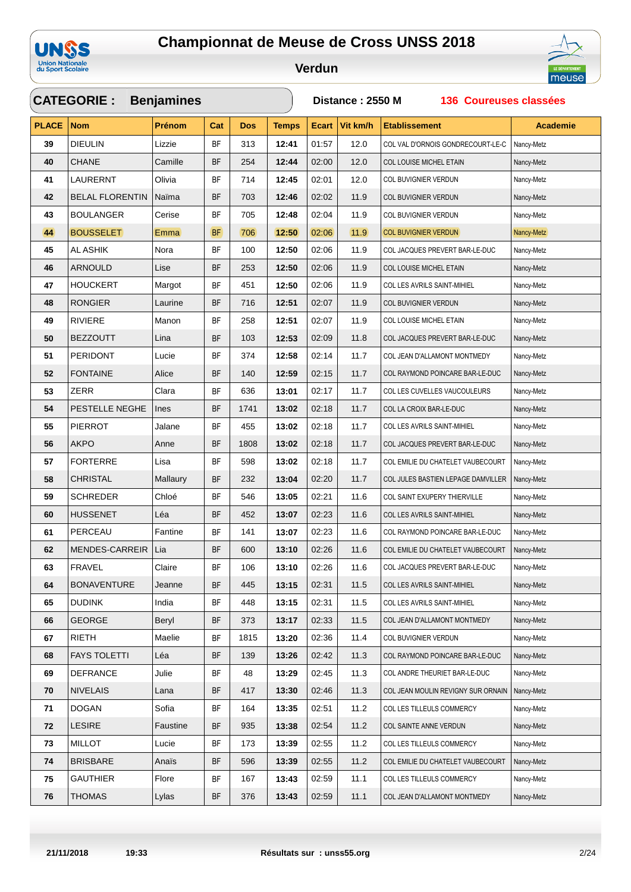# Championnat de Meuse de Cross UNSS 2018

## Verdun

**CATEGORIE : Benjamines** | **Distance : 2550 M** | **136 Coureuses classées**

| PLACE | Nom | Prénom | Cat | Dos | Temps | Ecart | Vit km/h | Etablissement | Academie |
|---|---|---|---|---|---|---|---|---|---|
| 39 | DIEULIN | Lizzie | BF | 313 | 12:41 | 01:57 | 12.0 | COL VAL D'ORNOIS GONDRECOURT-LE-C | Nancy-Metz |
| 40 | CHANE | Camille | BF | 254 | 12:44 | 02:00 | 12.0 | COL LOUISE MICHEL ETAIN | Nancy-Metz |
| 41 | LAURERNT | Olivia | BF | 714 | 12:45 | 02:01 | 12.0 | COL BUVIGNIER VERDUN | Nancy-Metz |
| 42 | BELAL FLORENTIN | Naïma | BF | 703 | 12:46 | 02:02 | 11.9 | COL BUVIGNIER VERDUN | Nancy-Metz |
| 43 | BOULANGER | Cerise | BF | 705 | 12:48 | 02:04 | 11.9 | COL BUVIGNIER VERDUN | Nancy-Metz |
| 44 | BOUSSELET | Emma | BF | 706 | 12:50 | 02:06 | 11.9 | COL BUVIGNIER VERDUN | Nancy-Metz |
| 45 | AL ASHIK | Nora | BF | 100 | 12:50 | 02:06 | 11.9 | COL JACQUES PREVERT BAR-LE-DUC | Nancy-Metz |
| 46 | ARNOULD | Lise | BF | 253 | 12:50 | 02:06 | 11.9 | COL LOUISE MICHEL ETAIN | Nancy-Metz |
| 47 | HOUCKERT | Margot | BF | 451 | 12:50 | 02:06 | 11.9 | COL LES AVRILS SAINT-MIHIEL | Nancy-Metz |
| 48 | RONGIER | Laurine | BF | 716 | 12:51 | 02:07 | 11.9 | COL BUVIGNIER VERDUN | Nancy-Metz |
| 49 | RIVIERE | Manon | BF | 258 | 12:51 | 02:07 | 11.9 | COL LOUISE MICHEL ETAIN | Nancy-Metz |
| 50 | BEZZOUTT | Lina | BF | 103 | 12:53 | 02:09 | 11.8 | COL JACQUES PREVERT BAR-LE-DUC | Nancy-Metz |
| 51 | PERIDONT | Lucie | BF | 374 | 12:58 | 02:14 | 11.7 | COL JEAN D'ALLAMONT MONTMEDY | Nancy-Metz |
| 52 | FONTAINE | Alice | BF | 140 | 12:59 | 02:15 | 11.7 | COL RAYMOND POINCARE BAR-LE-DUC | Nancy-Metz |
| 53 | ZERR | Clara | BF | 636 | 13:01 | 02:17 | 11.7 | COL LES CUVELLES VAUCOULEURS | Nancy-Metz |
| 54 | PESTELLE NEGHE | Ines | BF | 1741 | 13:02 | 02:18 | 11.7 | COL LA CROIX BAR-LE-DUC | Nancy-Metz |
| 55 | PIERROT | Jalane | BF | 455 | 13:02 | 02:18 | 11.7 | COL LES AVRILS SAINT-MIHIEL | Nancy-Metz |
| 56 | AKPO | Anne | BF | 1808 | 13:02 | 02:18 | 11.7 | COL JACQUES PREVERT BAR-LE-DUC | Nancy-Metz |
| 57 | FORTERRE | Lisa | BF | 598 | 13:02 | 02:18 | 11.7 | COL EMILIE DU CHATELET VAUBECOURT | Nancy-Metz |
| 58 | CHRISTAL | Mallaury | BF | 232 | 13:04 | 02:20 | 11.7 | COL JULES BASTIEN LEPAGE DAMVILLER | Nancy-Metz |
| 59 | SCHREDER | Chloé | BF | 546 | 13:05 | 02:21 | 11.6 | COL SAINT EXUPERY THIERVILLE | Nancy-Metz |
| 60 | HUSSENET | Léa | BF | 452 | 13:07 | 02:23 | 11.6 | COL LES AVRILS SAINT-MIHIEL | Nancy-Metz |
| 61 | PERCEAU | Fantine | BF | 141 | 13:07 | 02:23 | 11.6 | COL RAYMOND POINCARE BAR-LE-DUC | Nancy-Metz |
| 62 | MENDES-CARREIR | Lia | BF | 600 | 13:10 | 02:26 | 11.6 | COL EMILIE DU CHATELET VAUBECOURT | Nancy-Metz |
| 63 | FRAVEL | Claire | BF | 106 | 13:10 | 02:26 | 11.6 | COL JACQUES PREVERT BAR-LE-DUC | Nancy-Metz |
| 64 | BONAVENTURE | Jeanne | BF | 445 | 13:15 | 02:31 | 11.5 | COL LES AVRILS SAINT-MIHIEL | Nancy-Metz |
| 65 | DUDINK | India | BF | 448 | 13:15 | 02:31 | 11.5 | COL LES AVRILS SAINT-MIHIEL | Nancy-Metz |
| 66 | GEORGE | Beryl | BF | 373 | 13:17 | 02:33 | 11.5 | COL JEAN D'ALLAMONT MONTMEDY | Nancy-Metz |
| 67 | RIETH | Maelie | BF | 1815 | 13:20 | 02:36 | 11.4 | COL BUVIGNIER VERDUN | Nancy-Metz |
| 68 | FAYS TOLETTI | Léa | BF | 139 | 13:26 | 02:42 | 11.3 | COL RAYMOND POINCARE BAR-LE-DUC | Nancy-Metz |
| 69 | DEFRANCE | Julie | BF | 48 | 13:29 | 02:45 | 11.3 | COL ANDRE THEURIET BAR-LE-DUC | Nancy-Metz |
| 70 | NIVELAIS | Lana | BF | 417 | 13:30 | 02:46 | 11.3 | COL JEAN MOULIN REVIGNY SUR ORNAIN | Nancy-Metz |
| 71 | DOGAN | Sofia | BF | 164 | 13:35 | 02:51 | 11.2 | COL LES TILLEULS COMMERCY | Nancy-Metz |
| 72 | LESIRE | Faustine | BF | 935 | 13:38 | 02:54 | 11.2 | COL SAINTE ANNE VERDUN | Nancy-Metz |
| 73 | MILLOT | Lucie | BF | 173 | 13:39 | 02:55 | 11.2 | COL LES TILLEULS COMMERCY | Nancy-Metz |
| 74 | BRISBARE | Anaïs | BF | 596 | 13:39 | 02:55 | 11.2 | COL EMILIE DU CHATELET VAUBECOURT | Nancy-Metz |
| 75 | GAUTHIER | Flore | BF | 167 | 13:43 | 02:59 | 11.1 | COL LES TILLEULS COMMERCY | Nancy-Metz |
| 76 | THOMAS | Lylas | BF | 376 | 13:43 | 02:59 | 11.1 | COL JEAN D'ALLAMONT MONTMEDY | Nancy-Metz |

21/11/2018 19:33 Résultats sur : unss55.org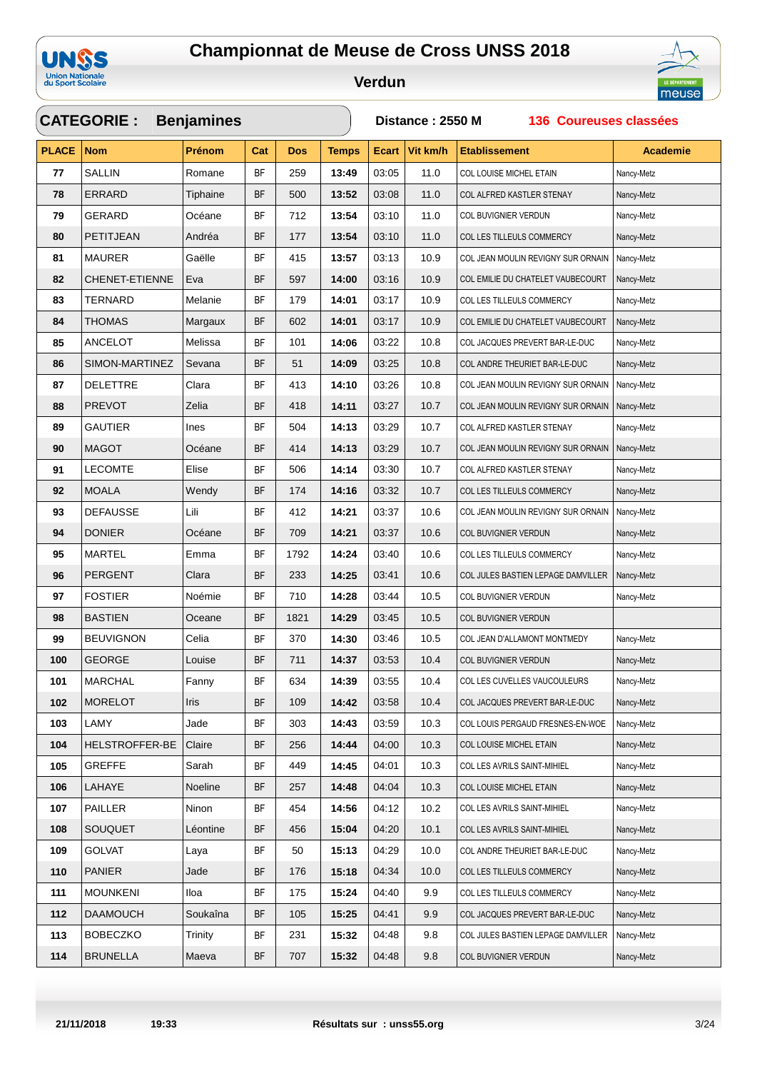# Championnat de Meuse de Cross UNSS 2018

## Verdun

**CATEGORIE : Benjamines** — **Distance : 2550 M** — **136 Coureuses classées**

| PLACE | Nom | Prénom | Cat | Dos | Temps | Ecart | Vit km/h | Etablissement | Academie |
|---|---|---|---|---|---|---|---|---|---|
| 77 | SALLIN | Romane | BF | 259 | 13:49 | 03:05 | 11.0 | COL LOUISE MICHEL ETAIN | Nancy-Metz |
| 78 | ERRARD | Tiphaine | BF | 500 | 13:52 | 03:08 | 11.0 | COL ALFRED KASTLER STENAY | Nancy-Metz |
| 79 | GERARD | Océane | BF | 712 | 13:54 | 03:10 | 11.0 | COL BUVIGNIER VERDUN | Nancy-Metz |
| 80 | PETITJEAN | Andréa | BF | 177 | 13:54 | 03:10 | 11.0 | COL LES TILLEULS COMMERCY | Nancy-Metz |
| 81 | MAURER | Gaëlle | BF | 415 | 13:57 | 03:13 | 10.9 | COL JEAN MOULIN REVIGNY SUR ORNAIN | Nancy-Metz |
| 82 | CHENET-ETIENNE | Eva | BF | 597 | 14:00 | 03:16 | 10.9 | COL EMILIE DU CHATELET VAUBECOURT | Nancy-Metz |
| 83 | TERNARD | Melanie | BF | 179 | 14:01 | 03:17 | 10.9 | COL LES TILLEULS COMMERCY | Nancy-Metz |
| 84 | THOMAS | Margaux | BF | 602 | 14:01 | 03:17 | 10.9 | COL EMILIE DU CHATELET VAUBECOURT | Nancy-Metz |
| 85 | ANCELOT | Melissa | BF | 101 | 14:06 | 03:22 | 10.8 | COL JACQUES PREVERT BAR-LE-DUC | Nancy-Metz |
| 86 | SIMON-MARTINEZ | Sevana | BF | 51 | 14:09 | 03:25 | 10.8 | COL ANDRE THEURIET BAR-LE-DUC | Nancy-Metz |
| 87 | DELETTRE | Clara | BF | 413 | 14:10 | 03:26 | 10.8 | COL JEAN MOULIN REVIGNY SUR ORNAIN | Nancy-Metz |
| 88 | PREVOT | Zelia | BF | 418 | 14:11 | 03:27 | 10.7 | COL JEAN MOULIN REVIGNY SUR ORNAIN | Nancy-Metz |
| 89 | GAUTIER | Ines | BF | 504 | 14:13 | 03:29 | 10.7 | COL ALFRED KASTLER STENAY | Nancy-Metz |
| 90 | MAGOT | Océane | BF | 414 | 14:13 | 03:29 | 10.7 | COL JEAN MOULIN REVIGNY SUR ORNAIN | Nancy-Metz |
| 91 | LECOMTE | Elise | BF | 506 | 14:14 | 03:30 | 10.7 | COL ALFRED KASTLER STENAY | Nancy-Metz |
| 92 | MOALA | Wendy | BF | 174 | 14:16 | 03:32 | 10.7 | COL LES TILLEULS COMMERCY | Nancy-Metz |
| 93 | DEFAUSSE | Lili | BF | 412 | 14:21 | 03:37 | 10.6 | COL JEAN MOULIN REVIGNY SUR ORNAIN | Nancy-Metz |
| 94 | DONIER | Océane | BF | 709 | 14:21 | 03:37 | 10.6 | COL BUVIGNIER VERDUN | Nancy-Metz |
| 95 | MARTEL | Emma | BF | 1792 | 14:24 | 03:40 | 10.6 | COL LES TILLEULS COMMERCY | Nancy-Metz |
| 96 | PERGENT | Clara | BF | 233 | 14:25 | 03:41 | 10.6 | COL JULES BASTIEN LEPAGE DAMVILLER | Nancy-Metz |
| 97 | FOSTIER | Noémie | BF | 710 | 14:28 | 03:44 | 10.5 | COL BUVIGNIER VERDUN | Nancy-Metz |
| 98 | BASTIEN | Oceane | BF | 1821 | 14:29 | 03:45 | 10.5 | COL BUVIGNIER VERDUN | |
| 99 | BEUVIGNON | Celia | BF | 370 | 14:30 | 03:46 | 10.5 | COL JEAN D'ALLAMONT MONTMEDY | Nancy-Metz |
| 100 | GEORGE | Louise | BF | 711 | 14:37 | 03:53 | 10.4 | COL BUVIGNIER VERDUN | Nancy-Metz |
| 101 | MARCHAL | Fanny | BF | 634 | 14:39 | 03:55 | 10.4 | COL LES CUVELLES VAUCOULEURS | Nancy-Metz |
| 102 | MORELOT | Iris | BF | 109 | 14:42 | 03:58 | 10.4 | COL JACQUES PREVERT BAR-LE-DUC | Nancy-Metz |
| 103 | LAMY | Jade | BF | 303 | 14:43 | 03:59 | 10.3 | COL LOUIS PERGAUD FRESNES-EN-WOE | Nancy-Metz |
| 104 | HELSTROFFER-BE | Claire | BF | 256 | 14:44 | 04:00 | 10.3 | COL LOUISE MICHEL ETAIN | Nancy-Metz |
| 105 | GREFFE | Sarah | BF | 449 | 14:45 | 04:01 | 10.3 | COL LES AVRILS SAINT-MIHIEL | Nancy-Metz |
| 106 | LAHAYE | Noeline | BF | 257 | 14:48 | 04:04 | 10.3 | COL LOUISE MICHEL ETAIN | Nancy-Metz |
| 107 | PAILLER | Ninon | BF | 454 | 14:56 | 04:12 | 10.2 | COL LES AVRILS SAINT-MIHIEL | Nancy-Metz |
| 108 | SOUQUET | Léontine | BF | 456 | 15:04 | 04:20 | 10.1 | COL LES AVRILS SAINT-MIHIEL | Nancy-Metz |
| 109 | GOLVAT | Laya | BF | 50 | 15:13 | 04:29 | 10.0 | COL ANDRE THEURIET BAR-LE-DUC | Nancy-Metz |
| 110 | PANIER | Jade | BF | 176 | 15:18 | 04:34 | 10.0 | COL LES TILLEULS COMMERCY | Nancy-Metz |
| 111 | MOUNKENI | Iloa | BF | 175 | 15:24 | 04:40 | 9.9 | COL LES TILLEULS COMMERCY | Nancy-Metz |
| 112 | DAAMOUCH | Soukaîna | BF | 105 | 15:25 | 04:41 | 9.9 | COL JACQUES PREVERT BAR-LE-DUC | Nancy-Metz |
| 113 | BOBECZKO | Trinity | BF | 231 | 15:32 | 04:48 | 9.8 | COL JULES BASTIEN LEPAGE DAMVILLER | Nancy-Metz |
| 114 | BRUNELLA | Maeva | BF | 707 | 15:32 | 04:48 | 9.8 | COL BUVIGNIER VERDUN | Nancy-Metz |

21/11/2018 19:33 — Résultats sur : unss55.org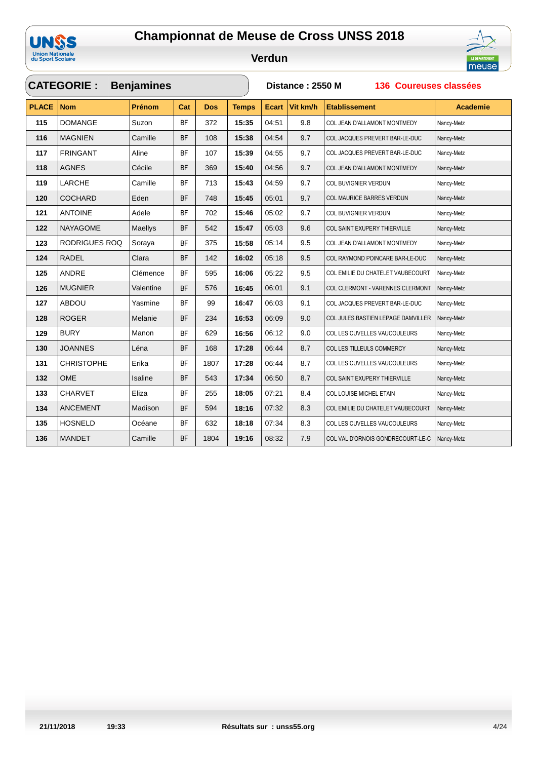# Championnat de Meuse de Cross UNSS 2018

## Verdun

**CATEGORIE : Benjamines** — **Distance : 2550 M** — **136 Coureuses classées**

| PLACE | Nom | Prénom | Cat | Dos | Temps | Ecart | Vit km/h | Etablissement | Academie |
|---|---|---|---|---|---|---|---|---|---|
| 115 | DOMANGE | Suzon | BF | 372 | 15:35 | 04:51 | 9.8 | COL JEAN D'ALLAMONT MONTMEDY | Nancy-Metz |
| 116 | MAGNIEN | Camille | BF | 108 | 15:38 | 04:54 | 9.7 | COL JACQUES PREVERT BAR-LE-DUC | Nancy-Metz |
| 117 | FRINGANT | Aline | BF | 107 | 15:39 | 04:55 | 9.7 | COL JACQUES PREVERT BAR-LE-DUC | Nancy-Metz |
| 118 | AGNES | Cécile | BF | 369 | 15:40 | 04:56 | 9.7 | COL JEAN D'ALLAMONT MONTMEDY | Nancy-Metz |
| 119 | LARCHE | Camille | BF | 713 | 15:43 | 04:59 | 9.7 | COL BUVIGNIER VERDUN | Nancy-Metz |
| 120 | COCHARD | Eden | BF | 748 | 15:45 | 05:01 | 9.7 | COL MAURICE BARRES VERDUN | Nancy-Metz |
| 121 | ANTOINE | Adele | BF | 702 | 15:46 | 05:02 | 9.7 | COL BUVIGNIER VERDUN | Nancy-Metz |
| 122 | NAYAGOME | Maellys | BF | 542 | 15:47 | 05:03 | 9.6 | COL SAINT EXUPERY THIERVILLE | Nancy-Metz |
| 123 | RODRIGUES ROQ | Soraya | BF | 375 | 15:58 | 05:14 | 9.5 | COL JEAN D'ALLAMONT MONTMEDY | Nancy-Metz |
| 124 | RADEL | Clara | BF | 142 | 16:02 | 05:18 | 9.5 | COL RAYMOND POINCARE BAR-LE-DUC | Nancy-Metz |
| 125 | ANDRE | Clémence | BF | 595 | 16:06 | 05:22 | 9.5 | COL EMILIE DU CHATELET VAUBECOURT | Nancy-Metz |
| 126 | MUGNIER | Valentine | BF | 576 | 16:45 | 06:01 | 9.1 | COL CLERMONT - VARENNES CLERMONT | Nancy-Metz |
| 127 | ABDOU | Yasmine | BF | 99 | 16:47 | 06:03 | 9.1 | COL JACQUES PREVERT BAR-LE-DUC | Nancy-Metz |
| 128 | ROGER | Melanie | BF | 234 | 16:53 | 06:09 | 9.0 | COL JULES BASTIEN LEPAGE DAMVILLER | Nancy-Metz |
| 129 | BURY | Manon | BF | 629 | 16:56 | 06:12 | 9.0 | COL LES CUVELLES VAUCOULEURS | Nancy-Metz |
| 130 | JOANNES | Léna | BF | 168 | 17:28 | 06:44 | 8.7 | COL LES TILLEULS COMMERCY | Nancy-Metz |
| 131 | CHRISTOPHE | Erika | BF | 1807 | 17:28 | 06:44 | 8.7 | COL LES CUVELLES VAUCOULEURS | Nancy-Metz |
| 132 | OME | Isaline | BF | 543 | 17:34 | 06:50 | 8.7 | COL SAINT EXUPERY THIERVILLE | Nancy-Metz |
| 133 | CHARVET | Eliza | BF | 255 | 18:05 | 07:21 | 8.4 | COL LOUISE MICHEL ETAIN | Nancy-Metz |
| 134 | ANCEMENT | Madison | BF | 594 | 18:16 | 07:32 | 8.3 | COL EMILIE DU CHATELET VAUBECOURT | Nancy-Metz |
| 135 | HOSNELD | Océane | BF | 632 | 18:18 | 07:34 | 8.3 | COL LES CUVELLES VAUCOULEURS | Nancy-Metz |
| 136 | MANDET | Camille | BF | 1804 | 19:16 | 08:32 | 7.9 | COL VAL D'ORNOIS GONDRECOURT-LE-C | Nancy-Metz |

21/11/2018 19:33 — Résultats sur : unss55.org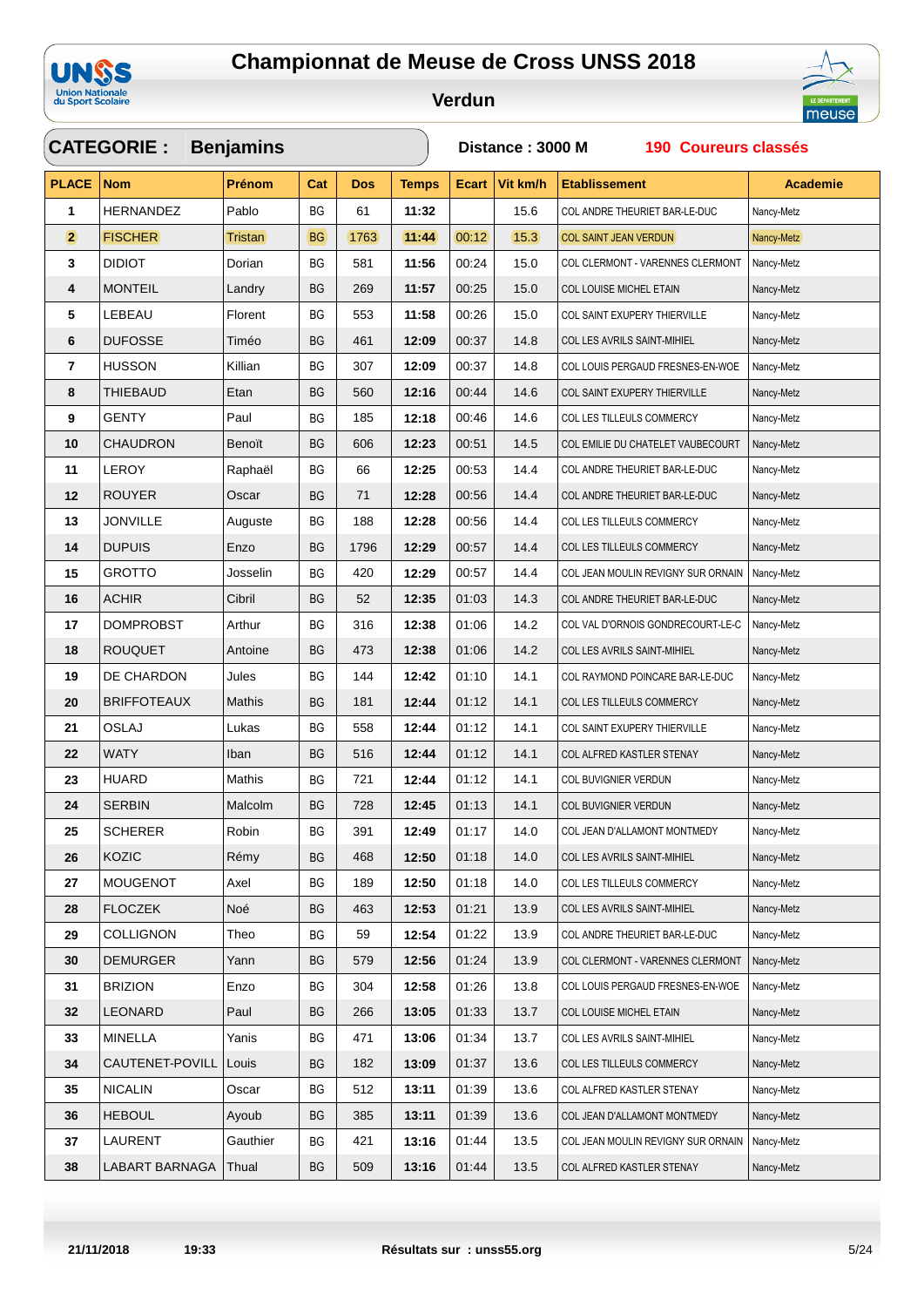# Championnat de Meuse de Cross UNSS 2018

## Verdun

**CATEGORIE : Benjamins** — **Distance : 3000 M** — **190 Coureurs classés**

| PLACE | Nom | Prénom | Cat | Dos | Temps | Ecart | Vit km/h | Etablissement | Academie |
|---|---|---|---|---|---|---|---|---|---|
| 1 | HERNANDEZ | Pablo | BG | 61 | 11:32 | | 15.6 | COL ANDRE THEURIET BAR-LE-DUC | Nancy-Metz |
| 2 | FISCHER | Tristan | BG | 1763 | 11:44 | 00:12 | 15.3 | COL SAINT JEAN VERDUN | Nancy-Metz |
| 3 | DIDIOT | Dorian | BG | 581 | 11:56 | 00:24 | 15.0 | COL CLERMONT - VARENNES CLERMONT | Nancy-Metz |
| 4 | MONTEIL | Landry | BG | 269 | 11:57 | 00:25 | 15.0 | COL LOUISE MICHEL ETAIN | Nancy-Metz |
| 5 | LEBEAU | Florent | BG | 553 | 11:58 | 00:26 | 15.0 | COL SAINT EXUPERY THIERVILLE | Nancy-Metz |
| 6 | DUFOSSE | Timéo | BG | 461 | 12:09 | 00:37 | 14.8 | COL LES AVRILS SAINT-MIHIEL | Nancy-Metz |
| 7 | HUSSON | Killian | BG | 307 | 12:09 | 00:37 | 14.8 | COL LOUIS PERGAUD FRESNES-EN-WOE | Nancy-Metz |
| 8 | THIEBAUD | Etan | BG | 560 | 12:16 | 00:44 | 14.6 | COL SAINT EXUPERY THIERVILLE | Nancy-Metz |
| 9 | GENTY | Paul | BG | 185 | 12:18 | 00:46 | 14.6 | COL LES TILLEULS COMMERCY | Nancy-Metz |
| 10 | CHAUDRON | Benoït | BG | 606 | 12:23 | 00:51 | 14.5 | COL EMILIE DU CHATELET VAUBECOURT | Nancy-Metz |
| 11 | LEROY | Raphaël | BG | 66 | 12:25 | 00:53 | 14.4 | COL ANDRE THEURIET BAR-LE-DUC | Nancy-Metz |
| 12 | ROUYER | Oscar | BG | 71 | 12:28 | 00:56 | 14.4 | COL ANDRE THEURIET BAR-LE-DUC | Nancy-Metz |
| 13 | JONVILLE | Auguste | BG | 188 | 12:28 | 00:56 | 14.4 | COL LES TILLEULS COMMERCY | Nancy-Metz |
| 14 | DUPUIS | Enzo | BG | 1796 | 12:29 | 00:57 | 14.4 | COL LES TILLEULS COMMERCY | Nancy-Metz |
| 15 | GROTTO | Josselin | BG | 420 | 12:29 | 00:57 | 14.4 | COL JEAN MOULIN REVIGNY SUR ORNAIN | Nancy-Metz |
| 16 | ACHIR | Cibril | BG | 52 | 12:35 | 01:03 | 14.3 | COL ANDRE THEURIET BAR-LE-DUC | Nancy-Metz |
| 17 | DOMPROBST | Arthur | BG | 316 | 12:38 | 01:06 | 14.2 | COL VAL D'ORNOIS GONDRECOURT-LE-C | Nancy-Metz |
| 18 | ROUQUET | Antoine | BG | 473 | 12:38 | 01:06 | 14.2 | COL LES AVRILS SAINT-MIHIEL | Nancy-Metz |
| 19 | DE CHARDON | Jules | BG | 144 | 12:42 | 01:10 | 14.1 | COL RAYMOND POINCARE BAR-LE-DUC | Nancy-Metz |
| 20 | BRIFFOTEAUX | Mathis | BG | 181 | 12:44 | 01:12 | 14.1 | COL LES TILLEULS COMMERCY | Nancy-Metz |
| 21 | OSLAJ | Lukas | BG | 558 | 12:44 | 01:12 | 14.1 | COL SAINT EXUPERY THIERVILLE | Nancy-Metz |
| 22 | WATY | Iban | BG | 516 | 12:44 | 01:12 | 14.1 | COL ALFRED KASTLER STENAY | Nancy-Metz |
| 23 | HUARD | Mathis | BG | 721 | 12:44 | 01:12 | 14.1 | COL BUVIGNIER VERDUN | Nancy-Metz |
| 24 | SERBIN | Malcolm | BG | 728 | 12:45 | 01:13 | 14.1 | COL BUVIGNIER VERDUN | Nancy-Metz |
| 25 | SCHERER | Robin | BG | 391 | 12:49 | 01:17 | 14.0 | COL JEAN D'ALLAMONT MONTMEDY | Nancy-Metz |
| 26 | KOZIC | Rémy | BG | 468 | 12:50 | 01:18 | 14.0 | COL LES AVRILS SAINT-MIHIEL | Nancy-Metz |
| 27 | MOUGENOT | Axel | BG | 189 | 12:50 | 01:18 | 14.0 | COL LES TILLEULS COMMERCY | Nancy-Metz |
| 28 | FLOCZEK | Noé | BG | 463 | 12:53 | 01:21 | 13.9 | COL LES AVRILS SAINT-MIHIEL | Nancy-Metz |
| 29 | COLLIGNON | Theo | BG | 59 | 12:54 | 01:22 | 13.9 | COL ANDRE THEURIET BAR-LE-DUC | Nancy-Metz |
| 30 | DEMURGER | Yann | BG | 579 | 12:56 | 01:24 | 13.9 | COL CLERMONT - VARENNES CLERMONT | Nancy-Metz |
| 31 | BRIZION | Enzo | BG | 304 | 12:58 | 01:26 | 13.8 | COL LOUIS PERGAUD FRESNES-EN-WOE | Nancy-Metz |
| 32 | LEONARD | Paul | BG | 266 | 13:05 | 01:33 | 13.7 | COL LOUISE MICHEL ETAIN | Nancy-Metz |
| 33 | MINELLA | Yanis | BG | 471 | 13:06 | 01:34 | 13.7 | COL LES AVRILS SAINT-MIHIEL | Nancy-Metz |
| 34 | CAUTENET-POVILL | Louis | BG | 182 | 13:09 | 01:37 | 13.6 | COL LES TILLEULS COMMERCY | Nancy-Metz |
| 35 | NICALIN | Oscar | BG | 512 | 13:11 | 01:39 | 13.6 | COL ALFRED KASTLER STENAY | Nancy-Metz |
| 36 | HEBOUL | Ayoub | BG | 385 | 13:11 | 01:39 | 13.6 | COL JEAN D'ALLAMONT MONTMEDY | Nancy-Metz |
| 37 | LAURENT | Gauthier | BG | 421 | 13:16 | 01:44 | 13.5 | COL JEAN MOULIN REVIGNY SUR ORNAIN | Nancy-Metz |
| 38 | LABART BARNAGA | Thual | BG | 509 | 13:16 | 01:44 | 13.5 | COL ALFRED KASTLER STENAY | Nancy-Metz |

21/11/2018 19:33 — Résultats sur : unss55.org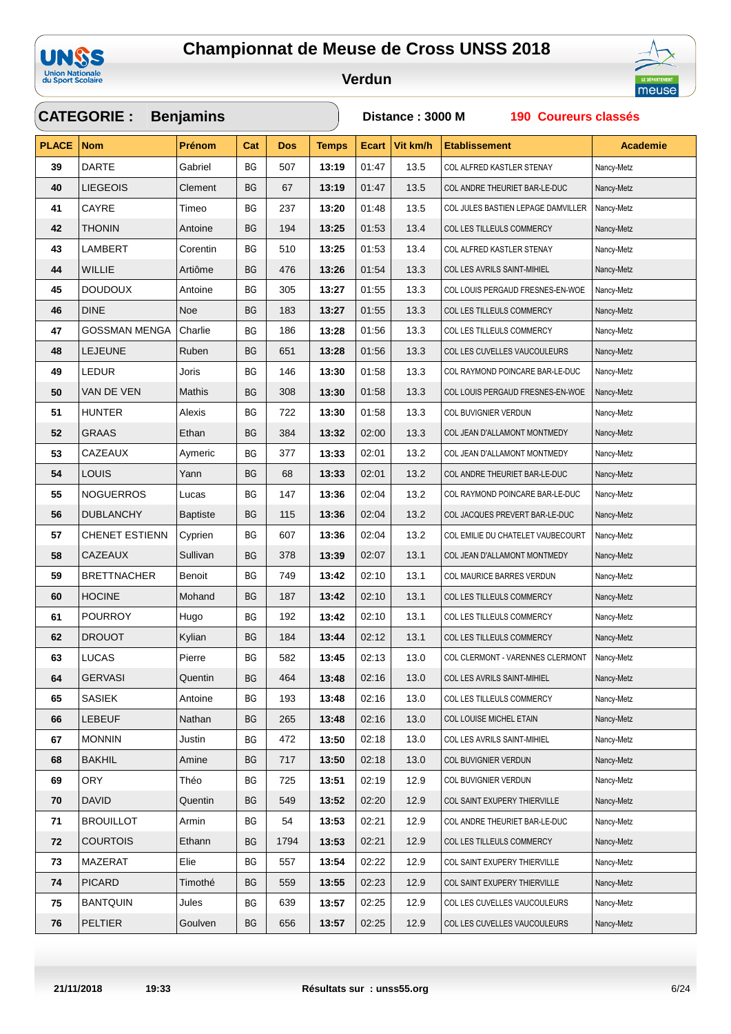# Championnat de Meuse de Cross UNSS 2018

## Verdun

**CATEGORIE : Benjamins** — **Distance : 3000 M** — **190 Coureurs classés**

| PLACE | Nom | Prénom | Cat | Dos | Temps | Ecart | Vit km/h | Etablissement | Academie |
|---|---|---|---|---|---|---|---|---|---|
| 39 | DARTE | Gabriel | BG | 507 | 13:19 | 01:47 | 13.5 | COL ALFRED KASTLER STENAY | Nancy-Metz |
| 40 | LIEGEOIS | Clement | BG | 67 | 13:19 | 01:47 | 13.5 | COL ANDRE THEURIET BAR-LE-DUC | Nancy-Metz |
| 41 | CAYRE | Timeo | BG | 237 | 13:20 | 01:48 | 13.5 | COL JULES BASTIEN LEPAGE DAMVILLER | Nancy-Metz |
| 42 | THONIN | Antoine | BG | 194 | 13:25 | 01:53 | 13.4 | COL LES TILLEULS COMMERCY | Nancy-Metz |
| 43 | LAMBERT | Corentin | BG | 510 | 13:25 | 01:53 | 13.4 | COL ALFRED KASTLER STENAY | Nancy-Metz |
| 44 | WILLIE | Artiôme | BG | 476 | 13:26 | 01:54 | 13.3 | COL LES AVRILS SAINT-MIHIEL | Nancy-Metz |
| 45 | DOUDOUX | Antoine | BG | 305 | 13:27 | 01:55 | 13.3 | COL LOUIS PERGAUD FRESNES-EN-WOE | Nancy-Metz |
| 46 | DINE | Noe | BG | 183 | 13:27 | 01:55 | 13.3 | COL LES TILLEULS COMMERCY | Nancy-Metz |
| 47 | GOSSMAN MENGA | Charlie | BG | 186 | 13:28 | 01:56 | 13.3 | COL LES TILLEULS COMMERCY | Nancy-Metz |
| 48 | LEJEUNE | Ruben | BG | 651 | 13:28 | 01:56 | 13.3 | COL LES CUVELLES VAUCOULEURS | Nancy-Metz |
| 49 | LEDUR | Joris | BG | 146 | 13:30 | 01:58 | 13.3 | COL RAYMOND POINCARE BAR-LE-DUC | Nancy-Metz |
| 50 | VAN DE VEN | Mathis | BG | 308 | 13:30 | 01:58 | 13.3 | COL LOUIS PERGAUD FRESNES-EN-WOE | Nancy-Metz |
| 51 | HUNTER | Alexis | BG | 722 | 13:30 | 01:58 | 13.3 | COL BUVIGNIER VERDUN | Nancy-Metz |
| 52 | GRAAS | Ethan | BG | 384 | 13:32 | 02:00 | 13.3 | COL JEAN D'ALLAMONT MONTMEDY | Nancy-Metz |
| 53 | CAZEAUX | Aymeric | BG | 377 | 13:33 | 02:01 | 13.2 | COL JEAN D'ALLAMONT MONTMEDY | Nancy-Metz |
| 54 | LOUIS | Yann | BG | 68 | 13:33 | 02:01 | 13.2 | COL ANDRE THEURIET BAR-LE-DUC | Nancy-Metz |
| 55 | NOGUERROS | Lucas | BG | 147 | 13:36 | 02:04 | 13.2 | COL RAYMOND POINCARE BAR-LE-DUC | Nancy-Metz |
| 56 | DUBLANCHY | Baptiste | BG | 115 | 13:36 | 02:04 | 13.2 | COL JACQUES PREVERT BAR-LE-DUC | Nancy-Metz |
| 57 | CHENET ESTIENN | Cyprien | BG | 607 | 13:36 | 02:04 | 13.2 | COL EMILIE DU CHATELET VAUBECOURT | Nancy-Metz |
| 58 | CAZEAUX | Sullivan | BG | 378 | 13:39 | 02:07 | 13.1 | COL JEAN D'ALLAMONT MONTMEDY | Nancy-Metz |
| 59 | BRETTNACHER | Benoit | BG | 749 | 13:42 | 02:10 | 13.1 | COL MAURICE BARRES VERDUN | Nancy-Metz |
| 60 | HOCINE | Mohand | BG | 187 | 13:42 | 02:10 | 13.1 | COL LES TILLEULS COMMERCY | Nancy-Metz |
| 61 | POURROY | Hugo | BG | 192 | 13:42 | 02:10 | 13.1 | COL LES TILLEULS COMMERCY | Nancy-Metz |
| 62 | DROUOT | Kylian | BG | 184 | 13:44 | 02:12 | 13.1 | COL LES TILLEULS COMMERCY | Nancy-Metz |
| 63 | LUCAS | Pierre | BG | 582 | 13:45 | 02:13 | 13.0 | COL CLERMONT - VARENNES CLERMONT | Nancy-Metz |
| 64 | GERVASI | Quentin | BG | 464 | 13:48 | 02:16 | 13.0 | COL LES AVRILS SAINT-MIHIEL | Nancy-Metz |
| 65 | SASIEK | Antoine | BG | 193 | 13:48 | 02:16 | 13.0 | COL LES TILLEULS COMMERCY | Nancy-Metz |
| 66 | LEBEUF | Nathan | BG | 265 | 13:48 | 02:16 | 13.0 | COL LOUISE MICHEL ETAIN | Nancy-Metz |
| 67 | MONNIN | Justin | BG | 472 | 13:50 | 02:18 | 13.0 | COL LES AVRILS SAINT-MIHIEL | Nancy-Metz |
| 68 | BAKHIL | Amine | BG | 717 | 13:50 | 02:18 | 13.0 | COL BUVIGNIER VERDUN | Nancy-Metz |
| 69 | ORY | Théo | BG | 725 | 13:51 | 02:19 | 12.9 | COL BUVIGNIER VERDUN | Nancy-Metz |
| 70 | DAVID | Quentin | BG | 549 | 13:52 | 02:20 | 12.9 | COL SAINT EXUPERY THIERVILLE | Nancy-Metz |
| 71 | BROUILLOT | Armin | BG | 54 | 13:53 | 02:21 | 12.9 | COL ANDRE THEURIET BAR-LE-DUC | Nancy-Metz |
| 72 | COURTOIS | Ethann | BG | 1794 | 13:53 | 02:21 | 12.9 | COL LES TILLEULS COMMERCY | Nancy-Metz |
| 73 | MAZERAT | Elie | BG | 557 | 13:54 | 02:22 | 12.9 | COL SAINT EXUPERY THIERVILLE | Nancy-Metz |
| 74 | PICARD | Timothé | BG | 559 | 13:55 | 02:23 | 12.9 | COL SAINT EXUPERY THIERVILLE | Nancy-Metz |
| 75 | BANTQUIN | Jules | BG | 639 | 13:57 | 02:25 | 12.9 | COL LES CUVELLES VAUCOULEURS | Nancy-Metz |
| 76 | PELTIER | Goulven | BG | 656 | 13:57 | 02:25 | 12.9 | COL LES CUVELLES VAUCOULEURS | Nancy-Metz |

21/11/2018 19:33 — Résultats sur : unss55.org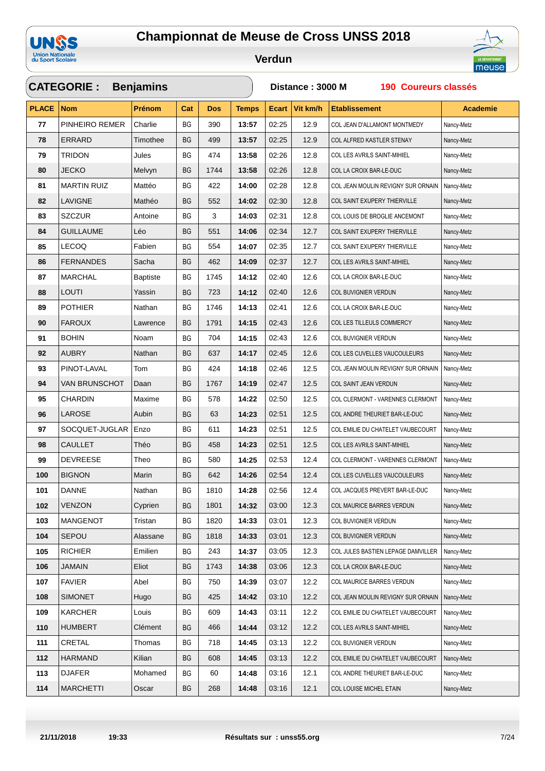# Championnat de Meuse de Cross UNSS 2018

## Verdun

**CATEGORIE : Benjamins** — **Distance : 3000 M** — **190 Coureurs classés**

| PLACE | Nom | Prénom | Cat | Dos | Temps | Ecart | Vit km/h | Etablissement | Academie |
|---|---|---|---|---|---|---|---|---|---|
| 77 | PINHEIRO REMER | Charlie | BG | 390 | 13:57 | 02:25 | 12.9 | COL JEAN D'ALLAMONT MONTMEDY | Nancy-Metz |
| 78 | ERRARD | Timothee | BG | 499 | 13:57 | 02:25 | 12.9 | COL ALFRED KASTLER STENAY | Nancy-Metz |
| 79 | TRIDON | Jules | BG | 474 | 13:58 | 02:26 | 12.8 | COL LES AVRILS SAINT-MIHIEL | Nancy-Metz |
| 80 | JECKO | Melvyn | BG | 1744 | 13:58 | 02:26 | 12.8 | COL LA CROIX BAR-LE-DUC | Nancy-Metz |
| 81 | MARTIN RUIZ | Mattéo | BG | 422 | 14:00 | 02:28 | 12.8 | COL JEAN MOULIN REVIGNY SUR ORNAIN | Nancy-Metz |
| 82 | LAVIGNE | Mathéo | BG | 552 | 14:02 | 02:30 | 12.8 | COL SAINT EXUPERY THIERVILLE | Nancy-Metz |
| 83 | SZCZUR | Antoine | BG | 3 | 14:03 | 02:31 | 12.8 | COL LOUIS DE BROGLIE ANCEMONT | Nancy-Metz |
| 84 | GUILLAUME | Léo | BG | 551 | 14:06 | 02:34 | 12.7 | COL SAINT EXUPERY THIERVILLE | Nancy-Metz |
| 85 | LECOQ | Fabien | BG | 554 | 14:07 | 02:35 | 12.7 | COL SAINT EXUPERY THIERVILLE | Nancy-Metz |
| 86 | FERNANDES | Sacha | BG | 462 | 14:09 | 02:37 | 12.7 | COL LES AVRILS SAINT-MIHIEL | Nancy-Metz |
| 87 | MARCHAL | Baptiste | BG | 1745 | 14:12 | 02:40 | 12.6 | COL LA CROIX BAR-LE-DUC | Nancy-Metz |
| 88 | LOUTI | Yassin | BG | 723 | 14:12 | 02:40 | 12.6 | COL BUVIGNIER VERDUN | Nancy-Metz |
| 89 | POTHIER | Nathan | BG | 1746 | 14:13 | 02:41 | 12.6 | COL LA CROIX BAR-LE-DUC | Nancy-Metz |
| 90 | FAROUX | Lawrence | BG | 1791 | 14:15 | 02:43 | 12.6 | COL LES TILLEULS COMMERCY | Nancy-Metz |
| 91 | BOHIN | Noam | BG | 704 | 14:15 | 02:43 | 12.6 | COL BUVIGNIER VERDUN | Nancy-Metz |
| 92 | AUBRY | Nathan | BG | 637 | 14:17 | 02:45 | 12.6 | COL LES CUVELLES VAUCOULEURS | Nancy-Metz |
| 93 | PINOT-LAVAL | Tom | BG | 424 | 14:18 | 02:46 | 12.5 | COL JEAN MOULIN REVIGNY SUR ORNAIN | Nancy-Metz |
| 94 | VAN BRUNSCHOT | Daan | BG | 1767 | 14:19 | 02:47 | 12.5 | COL SAINT JEAN VERDUN | Nancy-Metz |
| 95 | CHARDIN | Maxime | BG | 578 | 14:22 | 02:50 | 12.5 | COL CLERMONT - VARENNES CLERMONT | Nancy-Metz |
| 96 | LAROSE | Aubin | BG | 63 | 14:23 | 02:51 | 12.5 | COL ANDRE THEURIET BAR-LE-DUC | Nancy-Metz |
| 97 | SOCQUET-JUGLAR | Enzo | BG | 611 | 14:23 | 02:51 | 12.5 | COL EMILIE DU CHATELET VAUBECOURT | Nancy-Metz |
| 98 | CAULLET | Théo | BG | 458 | 14:23 | 02:51 | 12.5 | COL LES AVRILS SAINT-MIHIEL | Nancy-Metz |
| 99 | DEVREESE | Theo | BG | 580 | 14:25 | 02:53 | 12.4 | COL CLERMONT - VARENNES CLERMONT | Nancy-Metz |
| 100 | BIGNON | Marin | BG | 642 | 14:26 | 02:54 | 12.4 | COL LES CUVELLES VAUCOULEURS | Nancy-Metz |
| 101 | DANNE | Nathan | BG | 1810 | 14:28 | 02:56 | 12.4 | COL JACQUES PREVERT BAR-LE-DUC | Nancy-Metz |
| 102 | VENZON | Cyprien | BG | 1801 | 14:32 | 03:00 | 12.3 | COL MAURICE BARRES VERDUN | Nancy-Metz |
| 103 | MANGENOT | Tristan | BG | 1820 | 14:33 | 03:01 | 12.3 | COL BUVIGNIER VERDUN | Nancy-Metz |
| 104 | SEPOU | Alassane | BG | 1818 | 14:33 | 03:01 | 12.3 | COL BUVIGNIER VERDUN | Nancy-Metz |
| 105 | RICHIER | Emilien | BG | 243 | 14:37 | 03:05 | 12.3 | COL JULES BASTIEN LEPAGE DAMVILLER | Nancy-Metz |
| 106 | JAMAIN | Eliot | BG | 1743 | 14:38 | 03:06 | 12.3 | COL LA CROIX BAR-LE-DUC | Nancy-Metz |
| 107 | FAVIER | Abel | BG | 750 | 14:39 | 03:07 | 12.2 | COL MAURICE BARRES VERDUN | Nancy-Metz |
| 108 | SIMONET | Hugo | BG | 425 | 14:42 | 03:10 | 12.2 | COL JEAN MOULIN REVIGNY SUR ORNAIN | Nancy-Metz |
| 109 | KARCHER | Louis | BG | 609 | 14:43 | 03:11 | 12.2 | COL EMILIE DU CHATELET VAUBECOURT | Nancy-Metz |
| 110 | HUMBERT | Clément | BG | 466 | 14:44 | 03:12 | 12.2 | COL LES AVRILS SAINT-MIHIEL | Nancy-Metz |
| 111 | CRETAL | Thomas | BG | 718 | 14:45 | 03:13 | 12.2 | COL BUVIGNIER VERDUN | Nancy-Metz |
| 112 | HARMAND | Kilian | BG | 608 | 14:45 | 03:13 | 12.2 | COL EMILIE DU CHATELET VAUBECOURT | Nancy-Metz |
| 113 | DJAFER | Mohamed | BG | 60 | 14:48 | 03:16 | 12.1 | COL ANDRE THEURIET BAR-LE-DUC | Nancy-Metz |
| 114 | MARCHETTI | Oscar | BG | 268 | 14:48 | 03:16 | 12.1 | COL LOUISE MICHEL ETAIN | Nancy-Metz |

21/11/2018 19:33 Résultats sur : unss55.org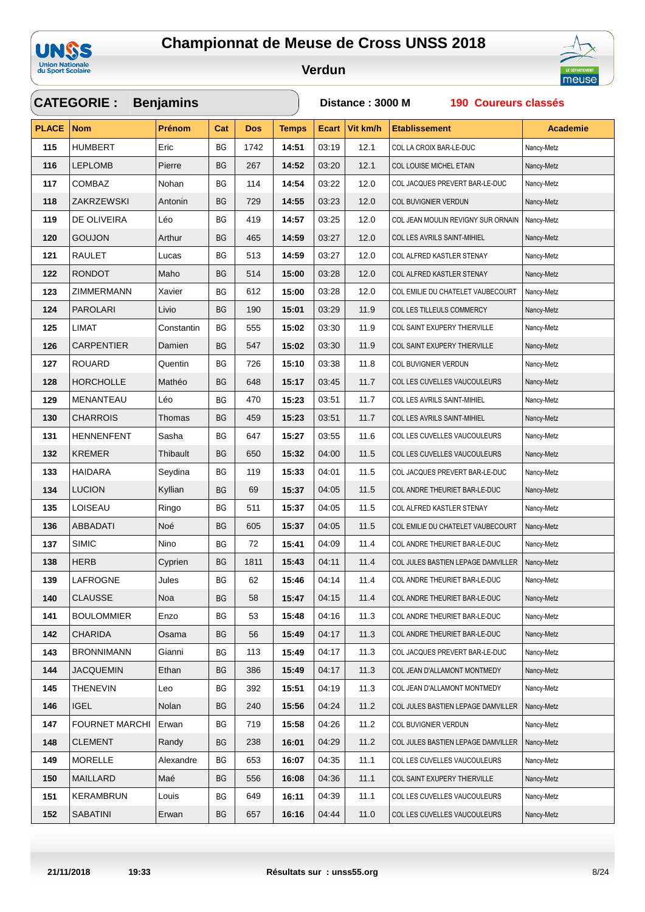# Championnat de Meuse de Cross UNSS 2018

## Verdun

**CATEGORIE : Benjamins** — **Distance : 3000 M** — **190 Coureurs classés**

| PLACE | Nom | Prénom | Cat | Dos | Temps | Ecart | Vit km/h | Etablissement | Academie |
|---|---|---|---|---|---|---|---|---|---|
| 115 | HUMBERT | Eric | BG | 1742 | 14:51 | 03:19 | 12.1 | COL LA CROIX BAR-LE-DUC | Nancy-Metz |
| 116 | LEPLOMB | Pierre | BG | 267 | 14:52 | 03:20 | 12.1 | COL LOUISE MICHEL ETAIN | Nancy-Metz |
| 117 | COMBAZ | Nohan | BG | 114 | 14:54 | 03:22 | 12.0 | COL JACQUES PREVERT BAR-LE-DUC | Nancy-Metz |
| 118 | ZAKRZEWSKI | Antonin | BG | 729 | 14:55 | 03:23 | 12.0 | COL BUVIGNIER VERDUN | Nancy-Metz |
| 119 | DE OLIVEIRA | Léo | BG | 419 | 14:57 | 03:25 | 12.0 | COL JEAN MOULIN REVIGNY SUR ORNAIN | Nancy-Metz |
| 120 | GOUJON | Arthur | BG | 465 | 14:59 | 03:27 | 12.0 | COL LES AVRILS SAINT-MIHIEL | Nancy-Metz |
| 121 | RAULET | Lucas | BG | 513 | 14:59 | 03:27 | 12.0 | COL ALFRED KASTLER STENAY | Nancy-Metz |
| 122 | RONDOT | Maho | BG | 514 | 15:00 | 03:28 | 12.0 | COL ALFRED KASTLER STENAY | Nancy-Metz |
| 123 | ZIMMERMANN | Xavier | BG | 612 | 15:00 | 03:28 | 12.0 | COL EMILIE DU CHATELET VAUBECOURT | Nancy-Metz |
| 124 | PAROLARI | Livio | BG | 190 | 15:01 | 03:29 | 11.9 | COL LES TILLEULS COMMERCY | Nancy-Metz |
| 125 | LIMAT | Constantin | BG | 555 | 15:02 | 03:30 | 11.9 | COL SAINT EXUPERY THIERVILLE | Nancy-Metz |
| 126 | CARPENTIER | Damien | BG | 547 | 15:02 | 03:30 | 11.9 | COL SAINT EXUPERY THIERVILLE | Nancy-Metz |
| 127 | ROUARD | Quentin | BG | 726 | 15:10 | 03:38 | 11.8 | COL BUVIGNIER VERDUN | Nancy-Metz |
| 128 | HORCHOLLE | Mathéo | BG | 648 | 15:17 | 03:45 | 11.7 | COL LES CUVELLES VAUCOULEURS | Nancy-Metz |
| 129 | MENANTEAU | Léo | BG | 470 | 15:23 | 03:51 | 11.7 | COL LES AVRILS SAINT-MIHIEL | Nancy-Metz |
| 130 | CHARROIS | Thomas | BG | 459 | 15:23 | 03:51 | 11.7 | COL LES AVRILS SAINT-MIHIEL | Nancy-Metz |
| 131 | HENNENFENT | Sasha | BG | 647 | 15:27 | 03:55 | 11.6 | COL LES CUVELLES VAUCOULEURS | Nancy-Metz |
| 132 | KREMER | Thibault | BG | 650 | 15:32 | 04:00 | 11.5 | COL LES CUVELLES VAUCOULEURS | Nancy-Metz |
| 133 | HAIDARA | Seydina | BG | 119 | 15:33 | 04:01 | 11.5 | COL JACQUES PREVERT BAR-LE-DUC | Nancy-Metz |
| 134 | LUCION | Kyllian | BG | 69 | 15:37 | 04:05 | 11.5 | COL ANDRE THEURIET BAR-LE-DUC | Nancy-Metz |
| 135 | LOISEAU | Ringo | BG | 511 | 15:37 | 04:05 | 11.5 | COL ALFRED KASTLER STENAY | Nancy-Metz |
| 136 | ABBADATI | Noé | BG | 605 | 15:37 | 04:05 | 11.5 | COL EMILIE DU CHATELET VAUBECOURT | Nancy-Metz |
| 137 | SIMIC | Nino | BG | 72 | 15:41 | 04:09 | 11.4 | COL ANDRE THEURIET BAR-LE-DUC | Nancy-Metz |
| 138 | HERB | Cyprien | BG | 1811 | 15:43 | 04:11 | 11.4 | COL JULES BASTIEN LEPAGE DAMVILLER | Nancy-Metz |
| 139 | LAFROGNE | Jules | BG | 62 | 15:46 | 04:14 | 11.4 | COL ANDRE THEURIET BAR-LE-DUC | Nancy-Metz |
| 140 | CLAUSSE | Noa | BG | 58 | 15:47 | 04:15 | 11.4 | COL ANDRE THEURIET BAR-LE-DUC | Nancy-Metz |
| 141 | BOULOMMIER | Enzo | BG | 53 | 15:48 | 04:16 | 11.3 | COL ANDRE THEURIET BAR-LE-DUC | Nancy-Metz |
| 142 | CHARIDA | Osama | BG | 56 | 15:49 | 04:17 | 11.3 | COL ANDRE THEURIET BAR-LE-DUC | Nancy-Metz |
| 143 | BRONNIMANN | Gianni | BG | 113 | 15:49 | 04:17 | 11.3 | COL JACQUES PREVERT BAR-LE-DUC | Nancy-Metz |
| 144 | JACQUEMIN | Ethan | BG | 386 | 15:49 | 04:17 | 11.3 | COL JEAN D'ALLAMONT MONTMEDY | Nancy-Metz |
| 145 | THENEVIN | Leo | BG | 392 | 15:51 | 04:19 | 11.3 | COL JEAN D'ALLAMONT MONTMEDY | Nancy-Metz |
| 146 | IGEL | Nolan | BG | 240 | 15:56 | 04:24 | 11.2 | COL JULES BASTIEN LEPAGE DAMVILLER | Nancy-Metz |
| 147 | FOURNET MARCHI | Erwan | BG | 719 | 15:58 | 04:26 | 11.2 | COL BUVIGNIER VERDUN | Nancy-Metz |
| 148 | CLEMENT | Randy | BG | 238 | 16:01 | 04:29 | 11.2 | COL JULES BASTIEN LEPAGE DAMVILLER | Nancy-Metz |
| 149 | MORELLE | Alexandre | BG | 653 | 16:07 | 04:35 | 11.1 | COL LES CUVELLES VAUCOULEURS | Nancy-Metz |
| 150 | MAILLARD | Maé | BG | 556 | 16:08 | 04:36 | 11.1 | COL SAINT EXUPERY THIERVILLE | Nancy-Metz |
| 151 | KERAMBRUN | Louis | BG | 649 | 16:11 | 04:39 | 11.1 | COL LES CUVELLES VAUCOULEURS | Nancy-Metz |
| 152 | SABATINI | Erwan | BG | 657 | 16:16 | 04:44 | 11.0 | COL LES CUVELLES VAUCOULEURS | Nancy-Metz |

21/11/2018 19:33 — Résultats sur : unss55.org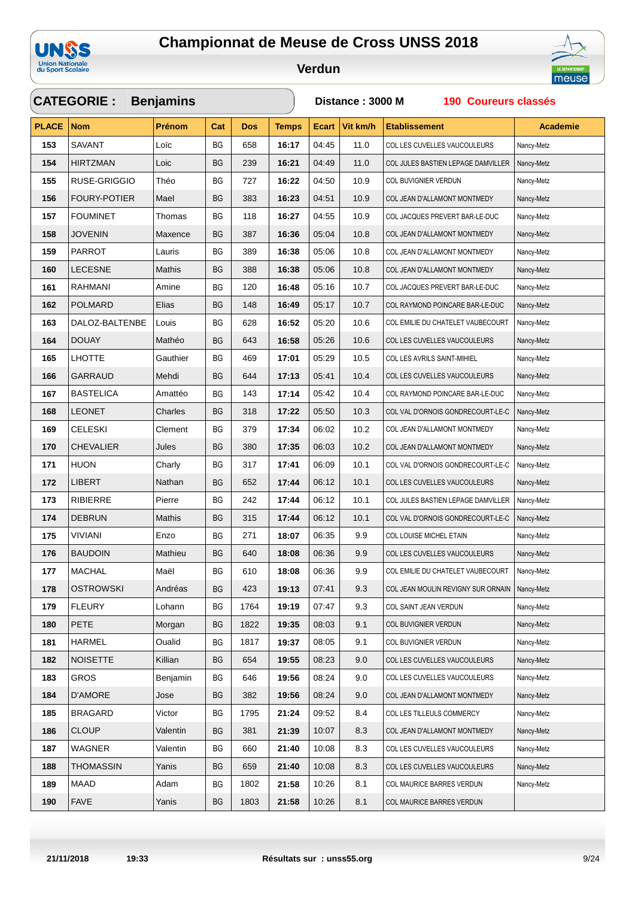# Championnat de Meuse de Cross UNSS 2018

## Verdun

**CATEGORIE : Benjamins** — **Distance : 3000 M** — **190 Coureurs classés**

| PLACE | Nom | Prénom | Cat | Dos | Temps | Ecart | Vit km/h | Etablissement | Academie |
|---|---|---|---|---|---|---|---|---|---|
| 153 | SAVANT | Loïc | BG | 658 | 16:17 | 04:45 | 11.0 | COL LES CUVELLES VAUCOULEURS | Nancy-Metz |
| 154 | HIRTZMAN | Loic | BG | 239 | 16:21 | 04:49 | 11.0 | COL JULES BASTIEN LEPAGE DAMVILLER | Nancy-Metz |
| 155 | RUSE-GRIGGIO | Théo | BG | 727 | 16:22 | 04:50 | 10.9 | COL BUVIGNIER VERDUN | Nancy-Metz |
| 156 | FOURY-POTIER | Mael | BG | 383 | 16:23 | 04:51 | 10.9 | COL JEAN D'ALLAMONT MONTMEDY | Nancy-Metz |
| 157 | FOUMINET | Thomas | BG | 118 | 16:27 | 04:55 | 10.9 | COL JACQUES PREVERT BAR-LE-DUC | Nancy-Metz |
| 158 | JOVENIN | Maxence | BG | 387 | 16:36 | 05:04 | 10.8 | COL JEAN D'ALLAMONT MONTMEDY | Nancy-Metz |
| 159 | PARROT | Lauris | BG | 389 | 16:38 | 05:06 | 10.8 | COL JEAN D'ALLAMONT MONTMEDY | Nancy-Metz |
| 160 | LECESNE | Mathis | BG | 388 | 16:38 | 05:06 | 10.8 | COL JEAN D'ALLAMONT MONTMEDY | Nancy-Metz |
| 161 | RAHMANI | Amine | BG | 120 | 16:48 | 05:16 | 10.7 | COL JACQUES PREVERT BAR-LE-DUC | Nancy-Metz |
| 162 | POLMARD | Elias | BG | 148 | 16:49 | 05:17 | 10.7 | COL RAYMOND POINCARE BAR-LE-DUC | Nancy-Metz |
| 163 | DALOZ-BALTENBE | Louis | BG | 628 | 16:52 | 05:20 | 10.6 | COL EMILIE DU CHATELET VAUBECOURT | Nancy-Metz |
| 164 | DOUAY | Mathéo | BG | 643 | 16:58 | 05:26 | 10.6 | COL LES CUVELLES VAUCOULEURS | Nancy-Metz |
| 165 | LHOTTE | Gauthier | BG | 469 | 17:01 | 05:29 | 10.5 | COL LES AVRILS SAINT-MIHIEL | Nancy-Metz |
| 166 | GARRAUD | Mehdi | BG | 644 | 17:13 | 05:41 | 10.4 | COL LES CUVELLES VAUCOULEURS | Nancy-Metz |
| 167 | BASTELICA | Amattéo | BG | 143 | 17:14 | 05:42 | 10.4 | COL RAYMOND POINCARE BAR-LE-DUC | Nancy-Metz |
| 168 | LEONET | Charles | BG | 318 | 17:22 | 05:50 | 10.3 | COL VAL D'ORNOIS GONDRECOURT-LE-C | Nancy-Metz |
| 169 | CELESKI | Clement | BG | 379 | 17:34 | 06:02 | 10.2 | COL JEAN D'ALLAMONT MONTMEDY | Nancy-Metz |
| 170 | CHEVALIER | Jules | BG | 380 | 17:35 | 06:03 | 10.2 | COL JEAN D'ALLAMONT MONTMEDY | Nancy-Metz |
| 171 | HUON | Charly | BG | 317 | 17:41 | 06:09 | 10.1 | COL VAL D'ORNOIS GONDRECOURT-LE-C | Nancy-Metz |
| 172 | LIBERT | Nathan | BG | 652 | 17:44 | 06:12 | 10.1 | COL LES CUVELLES VAUCOULEURS | Nancy-Metz |
| 173 | RIBIERRE | Pierre | BG | 242 | 17:44 | 06:12 | 10.1 | COL JULES BASTIEN LEPAGE DAMVILLER | Nancy-Metz |
| 174 | DEBRUN | Mathis | BG | 315 | 17:44 | 06:12 | 10.1 | COL VAL D'ORNOIS GONDRECOURT-LE-C | Nancy-Metz |
| 175 | VIVIANI | Enzo | BG | 271 | 18:07 | 06:35 | 9.9 | COL LOUISE MICHEL ETAIN | Nancy-Metz |
| 176 | BAUDOIN | Mathieu | BG | 640 | 18:08 | 06:36 | 9.9 | COL LES CUVELLES VAUCOULEURS | Nancy-Metz |
| 177 | MACHAL | Maël | BG | 610 | 18:08 | 06:36 | 9.9 | COL EMILIE DU CHATELET VAUBECOURT | Nancy-Metz |
| 178 | OSTROWSKI | Andréas | BG | 423 | 19:13 | 07:41 | 9.3 | COL JEAN MOULIN REVIGNY SUR ORNAIN | Nancy-Metz |
| 179 | FLEURY | Lohann | BG | 1764 | 19:19 | 07:47 | 9.3 | COL SAINT JEAN VERDUN | Nancy-Metz |
| 180 | PETE | Morgan | BG | 1822 | 19:35 | 08:03 | 9.1 | COL BUVIGNIER VERDUN | Nancy-Metz |
| 181 | HARMEL | Oualid | BG | 1817 | 19:37 | 08:05 | 9.1 | COL BUVIGNIER VERDUN | Nancy-Metz |
| 182 | NOISETTE | Killian | BG | 654 | 19:55 | 08:23 | 9.0 | COL LES CUVELLES VAUCOULEURS | Nancy-Metz |
| 183 | GROS | Benjamin | BG | 646 | 19:56 | 08:24 | 9.0 | COL LES CUVELLES VAUCOULEURS | Nancy-Metz |
| 184 | D'AMORE | Jose | BG | 382 | 19:56 | 08:24 | 9.0 | COL JEAN D'ALLAMONT MONTMEDY | Nancy-Metz |
| 185 | BRAGARD | Victor | BG | 1795 | 21:24 | 09:52 | 8.4 | COL LES TILLEULS COMMERCY | Nancy-Metz |
| 186 | CLOUP | Valentin | BG | 381 | 21:39 | 10:07 | 8.3 | COL JEAN D'ALLAMONT MONTMEDY | Nancy-Metz |
| 187 | WAGNER | Valentin | BG | 660 | 21:40 | 10:08 | 8.3 | COL LES CUVELLES VAUCOULEURS | Nancy-Metz |
| 188 | THOMASSIN | Yanis | BG | 659 | 21:40 | 10:08 | 8.3 | COL LES CUVELLES VAUCOULEURS | Nancy-Metz |
| 189 | MAAD | Adam | BG | 1802 | 21:58 | 10:26 | 8.1 | COL MAURICE BARRES VERDUN | Nancy-Metz |
| 190 | FAVE | Yanis | BG | 1803 | 21:58 | 10:26 | 8.1 | COL MAURICE BARRES VERDUN | |

21/11/2018 19:33 — Résultats sur : unss55.org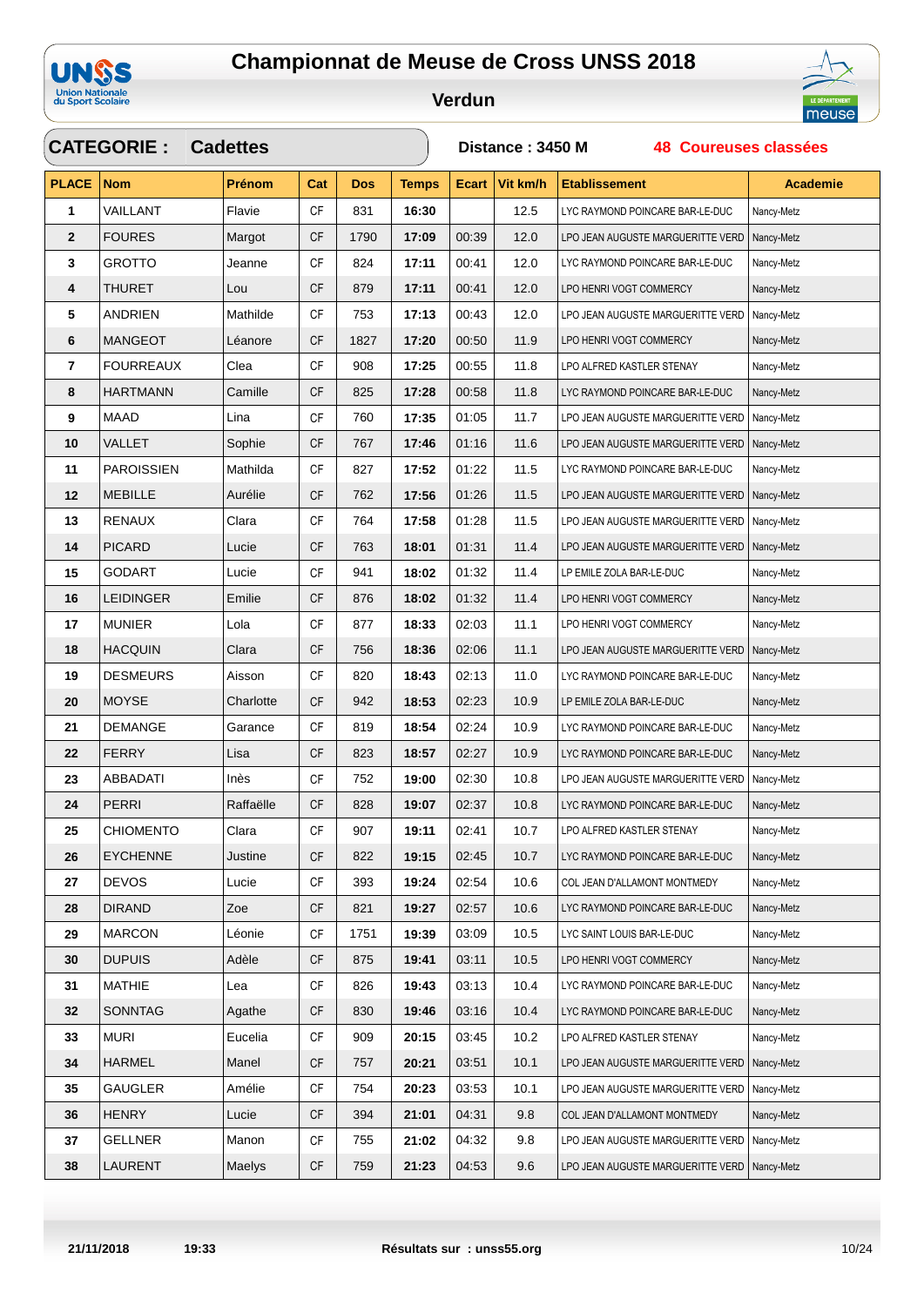# Championnat de Meuse de Cross UNSS 2018

## Verdun

**CATEGORIE : Cadettes** — **Distance : 3450 M** — **48 Coureuses classées**

| PLACE | Nom | Prénom | Cat | Dos | Temps | Ecart | Vit km/h | Etablissement | Academie |
|---|---|---|---|---|---|---|---|---|---|
| 1 | VAILLANT | Flavie | CF | 831 | 16:30 | | 12.5 | LYC RAYMOND POINCARE BAR-LE-DUC | Nancy-Metz |
| 2 | FOURES | Margot | CF | 1790 | 17:09 | 00:39 | 12.0 | LPO JEAN AUGUSTE MARGUERITTE VERD | Nancy-Metz |
| 3 | GROTTO | Jeanne | CF | 824 | 17:11 | 00:41 | 12.0 | LYC RAYMOND POINCARE BAR-LE-DUC | Nancy-Metz |
| 4 | THURET | Lou | CF | 879 | 17:11 | 00:41 | 12.0 | LPO HENRI VOGT COMMERCY | Nancy-Metz |
| 5 | ANDRIEN | Mathilde | CF | 753 | 17:13 | 00:43 | 12.0 | LPO JEAN AUGUSTE MARGUERITTE VERD | Nancy-Metz |
| 6 | MANGEOT | Léanore | CF | 1827 | 17:20 | 00:50 | 11.9 | LPO HENRI VOGT COMMERCY | Nancy-Metz |
| 7 | FOURREAUX | Clea | CF | 908 | 17:25 | 00:55 | 11.8 | LPO ALFRED KASTLER STENAY | Nancy-Metz |
| 8 | HARTMANN | Camille | CF | 825 | 17:28 | 00:58 | 11.8 | LYC RAYMOND POINCARE BAR-LE-DUC | Nancy-Metz |
| 9 | MAAD | Lina | CF | 760 | 17:35 | 01:05 | 11.7 | LPO JEAN AUGUSTE MARGUERITTE VERD | Nancy-Metz |
| 10 | VALLET | Sophie | CF | 767 | 17:46 | 01:16 | 11.6 | LPO JEAN AUGUSTE MARGUERITTE VERD | Nancy-Metz |
| 11 | PAROISSIEN | Mathilda | CF | 827 | 17:52 | 01:22 | 11.5 | LYC RAYMOND POINCARE BAR-LE-DUC | Nancy-Metz |
| 12 | MEBILLE | Aurélie | CF | 762 | 17:56 | 01:26 | 11.5 | LPO JEAN AUGUSTE MARGUERITTE VERD | Nancy-Metz |
| 13 | RENAUX | Clara | CF | 764 | 17:58 | 01:28 | 11.5 | LPO JEAN AUGUSTE MARGUERITTE VERD | Nancy-Metz |
| 14 | PICARD | Lucie | CF | 763 | 18:01 | 01:31 | 11.4 | LPO JEAN AUGUSTE MARGUERITTE VERD | Nancy-Metz |
| 15 | GODART | Lucie | CF | 941 | 18:02 | 01:32 | 11.4 | LP EMILE ZOLA BAR-LE-DUC | Nancy-Metz |
| 16 | LEIDINGER | Emilie | CF | 876 | 18:02 | 01:32 | 11.4 | LPO HENRI VOGT COMMERCY | Nancy-Metz |
| 17 | MUNIER | Lola | CF | 877 | 18:33 | 02:03 | 11.1 | LPO HENRI VOGT COMMERCY | Nancy-Metz |
| 18 | HACQUIN | Clara | CF | 756 | 18:36 | 02:06 | 11.1 | LPO JEAN AUGUSTE MARGUERITTE VERD | Nancy-Metz |
| 19 | DESMEURS | Aisson | CF | 820 | 18:43 | 02:13 | 11.0 | LYC RAYMOND POINCARE BAR-LE-DUC | Nancy-Metz |
| 20 | MOYSE | Charlotte | CF | 942 | 18:53 | 02:23 | 10.9 | LP EMILE ZOLA BAR-LE-DUC | Nancy-Metz |
| 21 | DEMANGE | Garance | CF | 819 | 18:54 | 02:24 | 10.9 | LYC RAYMOND POINCARE BAR-LE-DUC | Nancy-Metz |
| 22 | FERRY | Lisa | CF | 823 | 18:57 | 02:27 | 10.9 | LYC RAYMOND POINCARE BAR-LE-DUC | Nancy-Metz |
| 23 | ABBADATI | Inès | CF | 752 | 19:00 | 02:30 | 10.8 | LPO JEAN AUGUSTE MARGUERITTE VERD | Nancy-Metz |
| 24 | PERRI | Raffaëlle | CF | 828 | 19:07 | 02:37 | 10.8 | LYC RAYMOND POINCARE BAR-LE-DUC | Nancy-Metz |
| 25 | CHIOMENTO | Clara | CF | 907 | 19:11 | 02:41 | 10.7 | LPO ALFRED KASTLER STENAY | Nancy-Metz |
| 26 | EYCHENNE | Justine | CF | 822 | 19:15 | 02:45 | 10.7 | LYC RAYMOND POINCARE BAR-LE-DUC | Nancy-Metz |
| 27 | DEVOS | Lucie | CF | 393 | 19:24 | 02:54 | 10.6 | COL JEAN D'ALLAMONT MONTMEDY | Nancy-Metz |
| 28 | DIRAND | Zoe | CF | 821 | 19:27 | 02:57 | 10.6 | LYC RAYMOND POINCARE BAR-LE-DUC | Nancy-Metz |
| 29 | MARCON | Léonie | CF | 1751 | 19:39 | 03:09 | 10.5 | LYC SAINT LOUIS BAR-LE-DUC | Nancy-Metz |
| 30 | DUPUIS | Adèle | CF | 875 | 19:41 | 03:11 | 10.5 | LPO HENRI VOGT COMMERCY | Nancy-Metz |
| 31 | MATHIE | Lea | CF | 826 | 19:43 | 03:13 | 10.4 | LYC RAYMOND POINCARE BAR-LE-DUC | Nancy-Metz |
| 32 | SONNTAG | Agathe | CF | 830 | 19:46 | 03:16 | 10.4 | LYC RAYMOND POINCARE BAR-LE-DUC | Nancy-Metz |
| 33 | MURI | Eucelia | CF | 909 | 20:15 | 03:45 | 10.2 | LPO ALFRED KASTLER STENAY | Nancy-Metz |
| 34 | HARMEL | Manel | CF | 757 | 20:21 | 03:51 | 10.1 | LPO JEAN AUGUSTE MARGUERITTE VERD | Nancy-Metz |
| 35 | GAUGLER | Amélie | CF | 754 | 20:23 | 03:53 | 10.1 | LPO JEAN AUGUSTE MARGUERITTE VERD | Nancy-Metz |
| 36 | HENRY | Lucie | CF | 394 | 21:01 | 04:31 | 9.8 | COL JEAN D'ALLAMONT MONTMEDY | Nancy-Metz |
| 37 | GELLNER | Manon | CF | 755 | 21:02 | 04:32 | 9.8 | LPO JEAN AUGUSTE MARGUERITTE VERD | Nancy-Metz |
| 38 | LAURENT | Maelys | CF | 759 | 21:23 | 04:53 | 9.6 | LPO JEAN AUGUSTE MARGUERITTE VERD | Nancy-Metz |

21/11/2018 19:33 — Résultats sur : unss55.org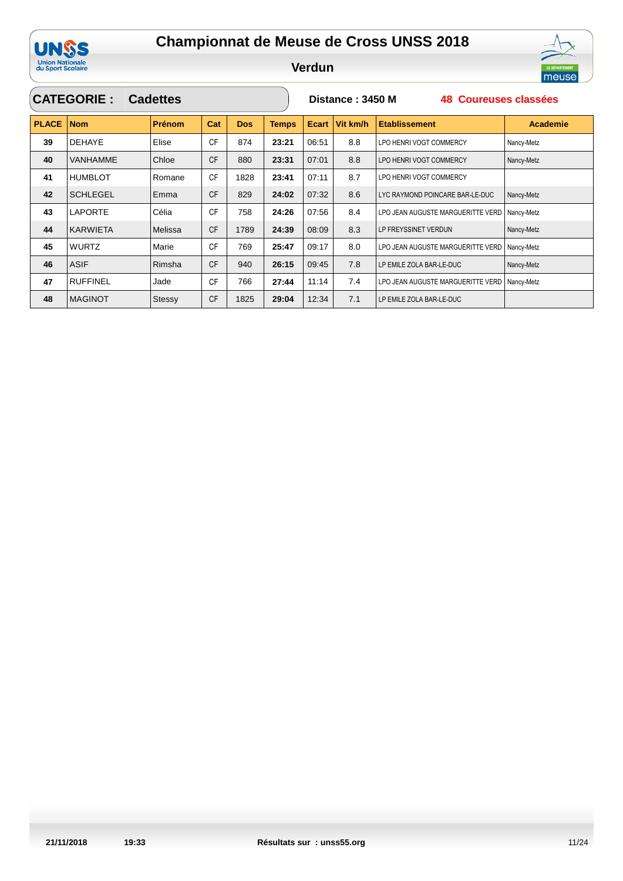# Championnat de Meuse de Cross UNSS 2018

## Verdun

**CATEGORIE : Cadettes** | **Distance : 3450 M** | **48 Coureuses classées**

| PLACE | Nom | Prénom | Cat | Dos | Temps | Ecart | Vit km/h | Etablissement | Academie |
|---|---|---|---|---|---|---|---|---|---|
| 39 | DEHAYE | Elise | CF | 874 | 23:21 | 06:51 | 8.8 | LPO HENRI VOGT COMMERCY | Nancy-Metz |
| 40 | VANHAMME | Chloe | CF | 880 | 23:31 | 07:01 | 8.8 | LPO HENRI VOGT COMMERCY | Nancy-Metz |
| 41 | HUMBLOT | Romane | CF | 1828 | 23:41 | 07:11 | 8.7 | LPO HENRI VOGT COMMERCY | |
| 42 | SCHLEGEL | Emma | CF | 829 | 24:02 | 07:32 | 8.6 | LYC RAYMOND POINCARE BAR-LE-DUC | Nancy-Metz |
| 43 | LAPORTE | Célia | CF | 758 | 24:26 | 07:56 | 8.4 | LPO JEAN AUGUSTE MARGUERITTE VERD | Nancy-Metz |
| 44 | KARWIETA | Melissa | CF | 1789 | 24:39 | 08:09 | 8.3 | LP FREYSSINET VERDUN | Nancy-Metz |
| 45 | WURTZ | Marie | CF | 769 | 25:47 | 09:17 | 8.0 | LPO JEAN AUGUSTE MARGUERITTE VERD | Nancy-Metz |
| 46 | ASIF | Rimsha | CF | 940 | 26:15 | 09:45 | 7.8 | LP EMILE ZOLA BAR-LE-DUC | Nancy-Metz |
| 47 | RUFFINEL | Jade | CF | 766 | 27:44 | 11:14 | 7.4 | LPO JEAN AUGUSTE MARGUERITTE VERD | Nancy-Metz |
| 48 | MAGINOT | Stessy | CF | 1825 | 29:04 | 12:34 | 7.1 | LP EMILE ZOLA BAR-LE-DUC | |

21/11/2018 19:33 — Résultats sur : unss55.org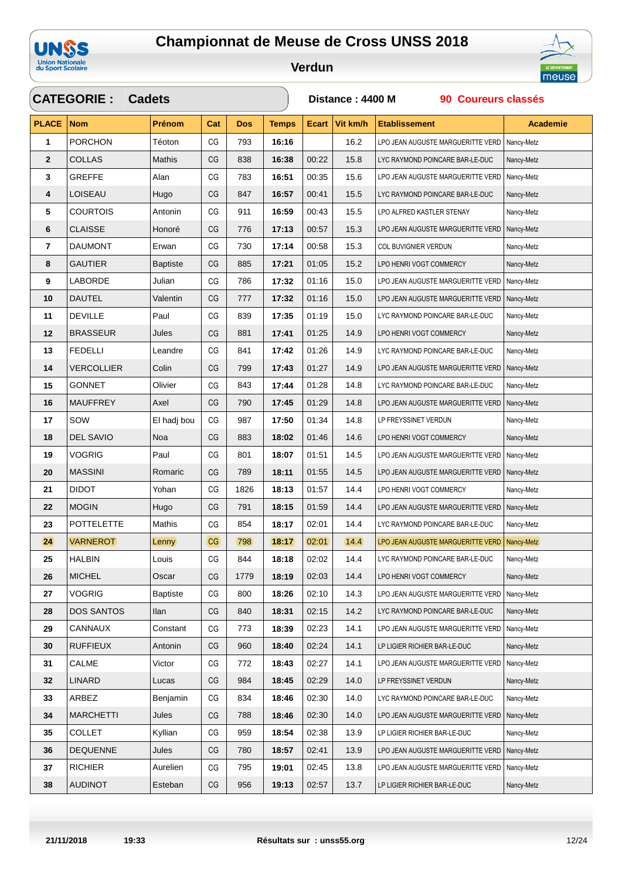# Championnat de Meuse de Cross UNSS 2018

## Verdun

**CATEGORIE : Cadets** — **Distance : 4400 M** — **90 Coureurs classés**

| PLACE | Nom | Prénom | Cat | Dos | Temps | Ecart | Vit km/h | Etablissement | Academie |
|---|---|---|---|---|---|---|---|---|---|
| 1 | PORCHON | Téoton | CG | 793 | 16:16 | | 16.2 | LPO JEAN AUGUSTE MARGUERITTE VERD | Nancy-Metz |
| 2 | COLLAS | Mathis | CG | 838 | 16:38 | 00:22 | 15.8 | LYC RAYMOND POINCARE BAR-LE-DUC | Nancy-Metz |
| 3 | GREFFE | Alan | CG | 783 | 16:51 | 00:35 | 15.6 | LPO JEAN AUGUSTE MARGUERITTE VERD | Nancy-Metz |
| 4 | LOISEAU | Hugo | CG | 847 | 16:57 | 00:41 | 15.5 | LYC RAYMOND POINCARE BAR-LE-DUC | Nancy-Metz |
| 5 | COURTOIS | Antonin | CG | 911 | 16:59 | 00:43 | 15.5 | LPO ALFRED KASTLER STENAY | Nancy-Metz |
| 6 | CLAISSE | Honoré | CG | 776 | 17:13 | 00:57 | 15.3 | LPO JEAN AUGUSTE MARGUERITTE VERD | Nancy-Metz |
| 7 | DAUMONT | Erwan | CG | 730 | 17:14 | 00:58 | 15.3 | COL BUVIGNIER VERDUN | Nancy-Metz |
| 8 | GAUTIER | Baptiste | CG | 885 | 17:21 | 01:05 | 15.2 | LPO HENRI VOGT COMMERCY | Nancy-Metz |
| 9 | LABORDE | Julian | CG | 786 | 17:32 | 01:16 | 15.0 | LPO JEAN AUGUSTE MARGUERITTE VERD | Nancy-Metz |
| 10 | DAUTEL | Valentin | CG | 777 | 17:32 | 01:16 | 15.0 | LPO JEAN AUGUSTE MARGUERITTE VERD | Nancy-Metz |
| 11 | DEVILLE | Paul | CG | 839 | 17:35 | 01:19 | 15.0 | LYC RAYMOND POINCARE BAR-LE-DUC | Nancy-Metz |
| 12 | BRASSEUR | Jules | CG | 881 | 17:41 | 01:25 | 14.9 | LPO HENRI VOGT COMMERCY | Nancy-Metz |
| 13 | FEDELLI | Leandre | CG | 841 | 17:42 | 01:26 | 14.9 | LYC RAYMOND POINCARE BAR-LE-DUC | Nancy-Metz |
| 14 | VERCOLLIER | Colin | CG | 799 | 17:43 | 01:27 | 14.9 | LPO JEAN AUGUSTE MARGUERITTE VERD | Nancy-Metz |
| 15 | GONNET | Olivier | CG | 843 | 17:44 | 01:28 | 14.8 | LYC RAYMOND POINCARE BAR-LE-DUC | Nancy-Metz |
| 16 | MAUFFREY | Axel | CG | 790 | 17:45 | 01:29 | 14.8 | LPO JEAN AUGUSTE MARGUERITTE VERD | Nancy-Metz |
| 17 | SOW | El hadj bou | CG | 987 | 17:50 | 01:34 | 14.8 | LP FREYSSINET VERDUN | Nancy-Metz |
| 18 | DEL SAVIO | Noa | CG | 883 | 18:02 | 01:46 | 14.6 | LPO HENRI VOGT COMMERCY | Nancy-Metz |
| 19 | VOGRIG | Paul | CG | 801 | 18:07 | 01:51 | 14.5 | LPO JEAN AUGUSTE MARGUERITTE VERD | Nancy-Metz |
| 20 | MASSINI | Romaric | CG | 789 | 18:11 | 01:55 | 14.5 | LPO JEAN AUGUSTE MARGUERITTE VERD | Nancy-Metz |
| 21 | DIDOT | Yohan | CG | 1826 | 18:13 | 01:57 | 14.4 | LPO HENRI VOGT COMMERCY | Nancy-Metz |
| 22 | MOGIN | Hugo | CG | 791 | 18:15 | 01:59 | 14.4 | LPO JEAN AUGUSTE MARGUERITTE VERD | Nancy-Metz |
| 23 | POTTELETTE | Mathis | CG | 854 | 18:17 | 02:01 | 14.4 | LYC RAYMOND POINCARE BAR-LE-DUC | Nancy-Metz |
| 24 | VARNEROT | Lenny | CG | 798 | 18:17 | 02:01 | 14.4 | LPO JEAN AUGUSTE MARGUERITTE VERD | Nancy-Metz |
| 25 | HALBIN | Louis | CG | 844 | 18:18 | 02:02 | 14.4 | LYC RAYMOND POINCARE BAR-LE-DUC | Nancy-Metz |
| 26 | MICHEL | Oscar | CG | 1779 | 18:19 | 02:03 | 14.4 | LPO HENRI VOGT COMMERCY | Nancy-Metz |
| 27 | VOGRIG | Baptiste | CG | 800 | 18:26 | 02:10 | 14.3 | LPO JEAN AUGUSTE MARGUERITTE VERD | Nancy-Metz |
| 28 | DOS SANTOS | Ilan | CG | 840 | 18:31 | 02:15 | 14.2 | LYC RAYMOND POINCARE BAR-LE-DUC | Nancy-Metz |
| 29 | CANNAUX | Constant | CG | 773 | 18:39 | 02:23 | 14.1 | LPO JEAN AUGUSTE MARGUERITTE VERD | Nancy-Metz |
| 30 | RUFFIEUX | Antonin | CG | 960 | 18:40 | 02:24 | 14.1 | LP LIGIER RICHIER BAR-LE-DUC | Nancy-Metz |
| 31 | CALME | Victor | CG | 772 | 18:43 | 02:27 | 14.1 | LPO JEAN AUGUSTE MARGUERITTE VERD | Nancy-Metz |
| 32 | LINARD | Lucas | CG | 984 | 18:45 | 02:29 | 14.0 | LP FREYSSINET VERDUN | Nancy-Metz |
| 33 | ARBEZ | Benjamin | CG | 834 | 18:46 | 02:30 | 14.0 | LYC RAYMOND POINCARE BAR-LE-DUC | Nancy-Metz |
| 34 | MARCHETTI | Jules | CG | 788 | 18:46 | 02:30 | 14.0 | LPO JEAN AUGUSTE MARGUERITTE VERD | Nancy-Metz |
| 35 | COLLET | Kyllian | CG | 959 | 18:54 | 02:38 | 13.9 | LP LIGIER RICHIER BAR-LE-DUC | Nancy-Metz |
| 36 | DEQUENNE | Jules | CG | 780 | 18:57 | 02:41 | 13.9 | LPO JEAN AUGUSTE MARGUERITTE VERD | Nancy-Metz |
| 37 | RICHIER | Aurelien | CG | 795 | 19:01 | 02:45 | 13.8 | LPO JEAN AUGUSTE MARGUERITTE VERD | Nancy-Metz |
| 38 | AUDINOT | Esteban | CG | 956 | 19:13 | 02:57 | 13.7 | LP LIGIER RICHIER BAR-LE-DUC | Nancy-Metz |

21/11/2018 19:33 — Résultats sur : unss55.org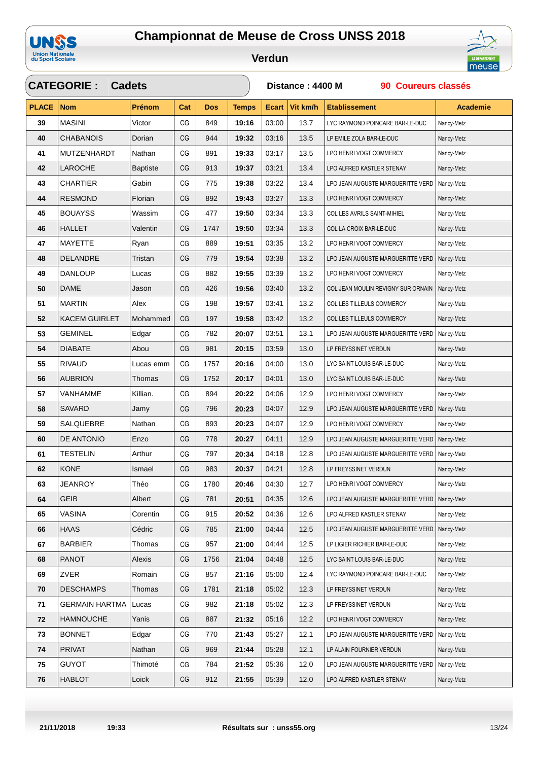# Championnat de Meuse de Cross UNSS 2018

## Verdun

**CATEGORIE : Cadets** — **Distance : 4400 M** — **90 Coureurs classés**

| PLACE | Nom | Prénom | Cat | Dos | Temps | Ecart | Vit km/h | Etablissement | Academie |
|---|---|---|---|---|---|---|---|---|---|
| 39 | MASINI | Victor | CG | 849 | 19:16 | 03:00 | 13.7 | LYC RAYMOND POINCARE BAR-LE-DUC | Nancy-Metz |
| 40 | CHABANOIS | Dorian | CG | 944 | 19:32 | 03:16 | 13.5 | LP EMILE ZOLA BAR-LE-DUC | Nancy-Metz |
| 41 | MUTZENHARDT | Nathan | CG | 891 | 19:33 | 03:17 | 13.5 | LPO HENRI VOGT COMMERCY | Nancy-Metz |
| 42 | LAROCHE | Baptiste | CG | 913 | 19:37 | 03:21 | 13.4 | LPO ALFRED KASTLER STENAY | Nancy-Metz |
| 43 | CHARTIER | Gabin | CG | 775 | 19:38 | 03:22 | 13.4 | LPO JEAN AUGUSTE MARGUERITTE VERD | Nancy-Metz |
| 44 | RESMOND | Florian | CG | 892 | 19:43 | 03:27 | 13.3 | LPO HENRI VOGT COMMERCY | Nancy-Metz |
| 45 | BOUAYSS | Wassim | CG | 477 | 19:50 | 03:34 | 13.3 | COL LES AVRILS SAINT-MIHIEL | Nancy-Metz |
| 46 | HALLET | Valentin | CG | 1747 | 19:50 | 03:34 | 13.3 | COL LA CROIX BAR-LE-DUC | Nancy-Metz |
| 47 | MAYETTE | Ryan | CG | 889 | 19:51 | 03:35 | 13.2 | LPO HENRI VOGT COMMERCY | Nancy-Metz |
| 48 | DELANDRE | Tristan | CG | 779 | 19:54 | 03:38 | 13.2 | LPO JEAN AUGUSTE MARGUERITTE VERD | Nancy-Metz |
| 49 | DANLOUP | Lucas | CG | 882 | 19:55 | 03:39 | 13.2 | LPO HENRI VOGT COMMERCY | Nancy-Metz |
| 50 | DAME | Jason | CG | 426 | 19:56 | 03:40 | 13.2 | COL JEAN MOULIN REVIGNY SUR ORNAIN | Nancy-Metz |
| 51 | MARTIN | Alex | CG | 198 | 19:57 | 03:41 | 13.2 | COL LES TILLEULS COMMERCY | Nancy-Metz |
| 52 | KACEM GUIRLET | Mohammed | CG | 197 | 19:58 | 03:42 | 13.2 | COL LES TILLEULS COMMERCY | Nancy-Metz |
| 53 | GEMINEL | Edgar | CG | 782 | 20:07 | 03:51 | 13.1 | LPO JEAN AUGUSTE MARGUERITTE VERD | Nancy-Metz |
| 54 | DIABATE | Abou | CG | 981 | 20:15 | 03:59 | 13.0 | LP FREYSSINET VERDUN | Nancy-Metz |
| 55 | RIVAUD | Lucas emm | CG | 1757 | 20:16 | 04:00 | 13.0 | LYC SAINT LOUIS BAR-LE-DUC | Nancy-Metz |
| 56 | AUBRION | Thomas | CG | 1752 | 20:17 | 04:01 | 13.0 | LYC SAINT LOUIS BAR-LE-DUC | Nancy-Metz |
| 57 | VANHAMME | Killian. | CG | 894 | 20:22 | 04:06 | 12.9 | LPO HENRI VOGT COMMERCY | Nancy-Metz |
| 58 | SAVARD | Jamy | CG | 796 | 20:23 | 04:07 | 12.9 | LPO JEAN AUGUSTE MARGUERITTE VERD | Nancy-Metz |
| 59 | SALQUEBRE | Nathan | CG | 893 | 20:23 | 04:07 | 12.9 | LPO HENRI VOGT COMMERCY | Nancy-Metz |
| 60 | DE ANTONIO | Enzo | CG | 778 | 20:27 | 04:11 | 12.9 | LPO JEAN AUGUSTE MARGUERITTE VERD | Nancy-Metz |
| 61 | TESTELIN | Arthur | CG | 797 | 20:34 | 04:18 | 12.8 | LPO JEAN AUGUSTE MARGUERITTE VERD | Nancy-Metz |
| 62 | KONE | Ismael | CG | 983 | 20:37 | 04:21 | 12.8 | LP FREYSSINET VERDUN | Nancy-Metz |
| 63 | JEANROY | Théo | CG | 1780 | 20:46 | 04:30 | 12.7 | LPO HENRI VOGT COMMERCY | Nancy-Metz |
| 64 | GEIB | Albert | CG | 781 | 20:51 | 04:35 | 12.6 | LPO JEAN AUGUSTE MARGUERITTE VERD | Nancy-Metz |
| 65 | VASINA | Corentin | CG | 915 | 20:52 | 04:36 | 12.6 | LPO ALFRED KASTLER STENAY | Nancy-Metz |
| 66 | HAAS | Cédric | CG | 785 | 21:00 | 04:44 | 12.5 | LPO JEAN AUGUSTE MARGUERITTE VERD | Nancy-Metz |
| 67 | BARBIER | Thomas | CG | 957 | 21:00 | 04:44 | 12.5 | LP LIGIER RICHIER BAR-LE-DUC | Nancy-Metz |
| 68 | PANOT | Alexis | CG | 1756 | 21:04 | 04:48 | 12.5 | LYC SAINT LOUIS BAR-LE-DUC | Nancy-Metz |
| 69 | ZVER | Romain | CG | 857 | 21:16 | 05:00 | 12.4 | LYC RAYMOND POINCARE BAR-LE-DUC | Nancy-Metz |
| 70 | DESCHAMPS | Thomas | CG | 1781 | 21:18 | 05:02 | 12.3 | LP FREYSSINET VERDUN | Nancy-Metz |
| 71 | GERMAIN HARTMA | Lucas | CG | 982 | 21:18 | 05:02 | 12.3 | LP FREYSSINET VERDUN | Nancy-Metz |
| 72 | HAMNOUCHE | Yanis | CG | 887 | 21:32 | 05:16 | 12.2 | LPO HENRI VOGT COMMERCY | Nancy-Metz |
| 73 | BONNET | Edgar | CG | 770 | 21:43 | 05:27 | 12.1 | LPO JEAN AUGUSTE MARGUERITTE VERD | Nancy-Metz |
| 74 | PRIVAT | Nathan | CG | 969 | 21:44 | 05:28 | 12.1 | LP ALAIN FOURNIER VERDUN | Nancy-Metz |
| 75 | GUYOT | Thimoté | CG | 784 | 21:52 | 05:36 | 12.0 | LPO JEAN AUGUSTE MARGUERITTE VERD | Nancy-Metz |
| 76 | HABLOT | Loick | CG | 912 | 21:55 | 05:39 | 12.0 | LPO ALFRED KASTLER STENAY | Nancy-Metz |

21/11/2018 19:33 — Résultats sur : unss55.org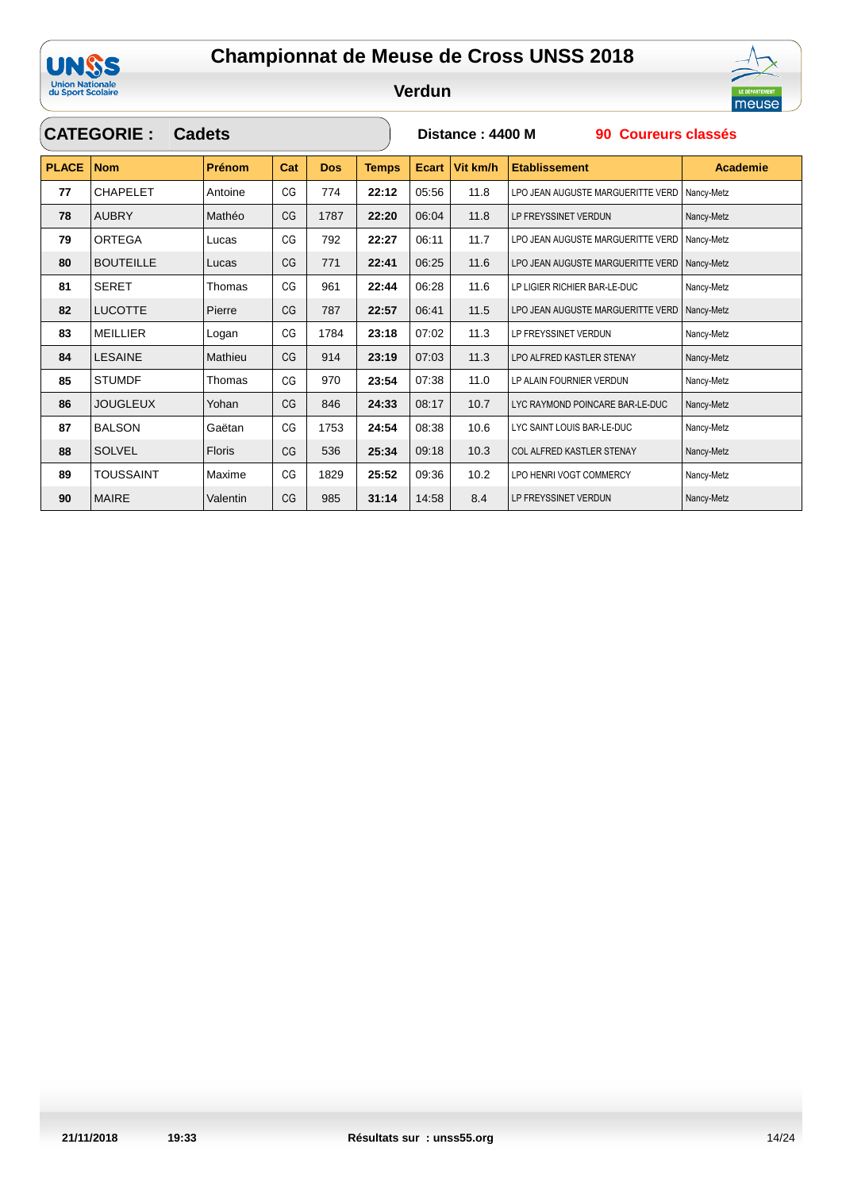# Championnat de Meuse de Cross UNSS 2018

## Verdun

**CATEGORIE : Cadets** | **Distance : 4400 M** | **90 Coureurs classés**

| PLACE | Nom | Prénom | Cat | Dos | Temps | Ecart | Vit km/h | Etablissement | Academie |
|---|---|---|---|---|---|---|---|---|---|
| 77 | CHAPELET | Antoine | CG | 774 | 22:12 | 05:56 | 11.8 | LPO JEAN AUGUSTE MARGUERITTE VERD | Nancy-Metz |
| 78 | AUBRY | Mathéo | CG | 1787 | 22:20 | 06:04 | 11.8 | LP FREYSSINET VERDUN | Nancy-Metz |
| 79 | ORTEGA | Lucas | CG | 792 | 22:27 | 06:11 | 11.7 | LPO JEAN AUGUSTE MARGUERITTE VERD | Nancy-Metz |
| 80 | BOUTEILLE | Lucas | CG | 771 | 22:41 | 06:25 | 11.6 | LPO JEAN AUGUSTE MARGUERITTE VERD | Nancy-Metz |
| 81 | SERET | Thomas | CG | 961 | 22:44 | 06:28 | 11.6 | LP LIGIER RICHIER BAR-LE-DUC | Nancy-Metz |
| 82 | LUCOTTE | Pierre | CG | 787 | 22:57 | 06:41 | 11.5 | LPO JEAN AUGUSTE MARGUERITTE VERD | Nancy-Metz |
| 83 | MEILLIER | Logan | CG | 1784 | 23:18 | 07:02 | 11.3 | LP FREYSSINET VERDUN | Nancy-Metz |
| 84 | LESAINE | Mathieu | CG | 914 | 23:19 | 07:03 | 11.3 | LPO ALFRED KASTLER STENAY | Nancy-Metz |
| 85 | STUMDF | Thomas | CG | 970 | 23:54 | 07:38 | 11.0 | LP ALAIN FOURNIER VERDUN | Nancy-Metz |
| 86 | JOUGLEUX | Yohan | CG | 846 | 24:33 | 08:17 | 10.7 | LYC RAYMOND POINCARE BAR-LE-DUC | Nancy-Metz |
| 87 | BALSON | Gaëtan | CG | 1753 | 24:54 | 08:38 | 10.6 | LYC SAINT LOUIS BAR-LE-DUC | Nancy-Metz |
| 88 | SOLVEL | Floris | CG | 536 | 25:34 | 09:18 | 10.3 | COL ALFRED KASTLER STENAY | Nancy-Metz |
| 89 | TOUSSAINT | Maxime | CG | 1829 | 25:52 | 09:36 | 10.2 | LPO HENRI VOGT COMMERCY | Nancy-Metz |
| 90 | MAIRE | Valentin | CG | 985 | 31:14 | 14:58 | 8.4 | LP FREYSSINET VERDUN | Nancy-Metz |

21/11/2018 19:33 Résultats sur : unss55.org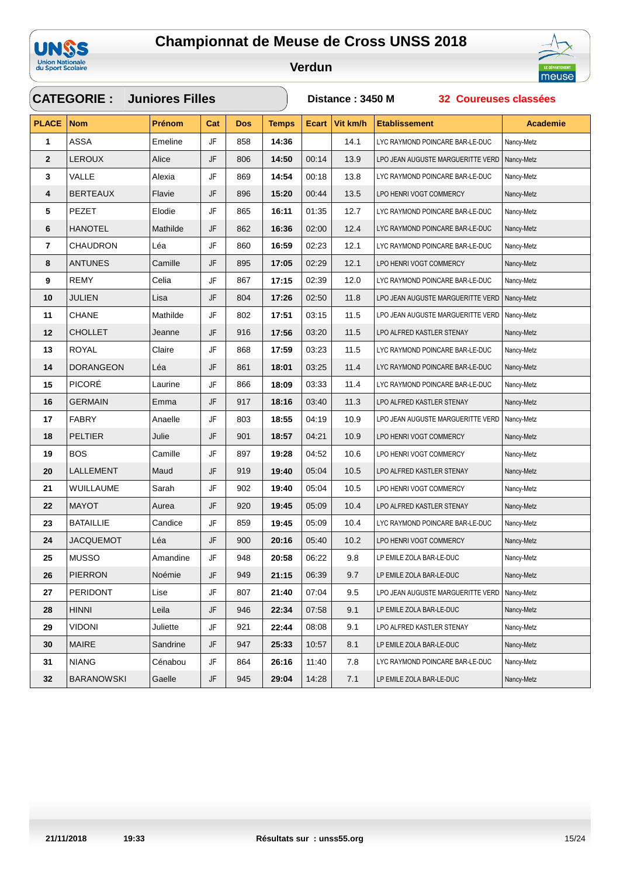# Championnat de Meuse de Cross UNSS 2018

## Verdun

**CATEGORIE : Juniores Filles** — **Distance : 3450 M** — **32 Coureuses classées**

| PLACE | Nom | Prénom | Cat | Dos | Temps | Ecart | Vit km/h | Etablissement | Academie |
|---|---|---|---|---|---|---|---|---|---|
| 1 | ASSA | Emeline | JF | 858 | 14:36 | | 14.1 | LYC RAYMOND POINCARE BAR-LE-DUC | Nancy-Metz |
| 2 | LEROUX | Alice | JF | 806 | 14:50 | 00:14 | 13.9 | LPO JEAN AUGUSTE MARGUERITTE VERD | Nancy-Metz |
| 3 | VALLE | Alexia | JF | 869 | 14:54 | 00:18 | 13.8 | LYC RAYMOND POINCARE BAR-LE-DUC | Nancy-Metz |
| 4 | BERTEAUX | Flavie | JF | 896 | 15:20 | 00:44 | 13.5 | LPO HENRI VOGT COMMERCY | Nancy-Metz |
| 5 | PEZET | Elodie | JF | 865 | 16:11 | 01:35 | 12.7 | LYC RAYMOND POINCARE BAR-LE-DUC | Nancy-Metz |
| 6 | HANOTEL | Mathilde | JF | 862 | 16:36 | 02:00 | 12.4 | LYC RAYMOND POINCARE BAR-LE-DUC | Nancy-Metz |
| 7 | CHAUDRON | Léa | JF | 860 | 16:59 | 02:23 | 12.1 | LYC RAYMOND POINCARE BAR-LE-DUC | Nancy-Metz |
| 8 | ANTUNES | Camille | JF | 895 | 17:05 | 02:29 | 12.1 | LPO HENRI VOGT COMMERCY | Nancy-Metz |
| 9 | REMY | Celia | JF | 867 | 17:15 | 02:39 | 12.0 | LYC RAYMOND POINCARE BAR-LE-DUC | Nancy-Metz |
| 10 | JULIEN | Lisa | JF | 804 | 17:26 | 02:50 | 11.8 | LPO JEAN AUGUSTE MARGUERITTE VERD | Nancy-Metz |
| 11 | CHANE | Mathilde | JF | 802 | 17:51 | 03:15 | 11.5 | LPO JEAN AUGUSTE MARGUERITTE VERD | Nancy-Metz |
| 12 | CHOLLET | Jeanne | JF | 916 | 17:56 | 03:20 | 11.5 | LPO ALFRED KASTLER STENAY | Nancy-Metz |
| 13 | ROYAL | Claire | JF | 868 | 17:59 | 03:23 | 11.5 | LYC RAYMOND POINCARE BAR-LE-DUC | Nancy-Metz |
| 14 | DORANGEON | Léa | JF | 861 | 18:01 | 03:25 | 11.4 | LYC RAYMOND POINCARE BAR-LE-DUC | Nancy-Metz |
| 15 | PICORÉ | Laurine | JF | 866 | 18:09 | 03:33 | 11.4 | LYC RAYMOND POINCARE BAR-LE-DUC | Nancy-Metz |
| 16 | GERMAIN | Emma | JF | 917 | 18:16 | 03:40 | 11.3 | LPO ALFRED KASTLER STENAY | Nancy-Metz |
| 17 | FABRY | Anaelle | JF | 803 | 18:55 | 04:19 | 10.9 | LPO JEAN AUGUSTE MARGUERITTE VERD | Nancy-Metz |
| 18 | PELTIER | Julie | JF | 901 | 18:57 | 04:21 | 10.9 | LPO HENRI VOGT COMMERCY | Nancy-Metz |
| 19 | BOS | Camille | JF | 897 | 19:28 | 04:52 | 10.6 | LPO HENRI VOGT COMMERCY | Nancy-Metz |
| 20 | LALLEMENT | Maud | JF | 919 | 19:40 | 05:04 | 10.5 | LPO ALFRED KASTLER STENAY | Nancy-Metz |
| 21 | WUILLAUME | Sarah | JF | 902 | 19:40 | 05:04 | 10.5 | LPO HENRI VOGT COMMERCY | Nancy-Metz |
| 22 | MAYOT | Aurea | JF | 920 | 19:45 | 05:09 | 10.4 | LPO ALFRED KASTLER STENAY | Nancy-Metz |
| 23 | BATAILLIE | Candice | JF | 859 | 19:45 | 05:09 | 10.4 | LYC RAYMOND POINCARE BAR-LE-DUC | Nancy-Metz |
| 24 | JACQUEMOT | Léa | JF | 900 | 20:16 | 05:40 | 10.2 | LPO HENRI VOGT COMMERCY | Nancy-Metz |
| 25 | MUSSO | Amandine | JF | 948 | 20:58 | 06:22 | 9.8 | LP EMILE ZOLA BAR-LE-DUC | Nancy-Metz |
| 26 | PIERRON | Noémie | JF | 949 | 21:15 | 06:39 | 9.7 | LP EMILE ZOLA BAR-LE-DUC | Nancy-Metz |
| 27 | PERIDONT | Lise | JF | 807 | 21:40 | 07:04 | 9.5 | LPO JEAN AUGUSTE MARGUERITTE VERD | Nancy-Metz |
| 28 | HINNI | Leila | JF | 946 | 22:34 | 07:58 | 9.1 | LP EMILE ZOLA BAR-LE-DUC | Nancy-Metz |
| 29 | VIDONI | Juliette | JF | 921 | 22:44 | 08:08 | 9.1 | LPO ALFRED KASTLER STENAY | Nancy-Metz |
| 30 | MAIRE | Sandrine | JF | 947 | 25:33 | 10:57 | 8.1 | LP EMILE ZOLA BAR-LE-DUC | Nancy-Metz |
| 31 | NIANG | Cénabou | JF | 864 | 26:16 | 11:40 | 7.8 | LYC RAYMOND POINCARE BAR-LE-DUC | Nancy-Metz |
| 32 | BARANOWSKI | Gaelle | JF | 945 | 29:04 | 14:28 | 7.1 | LP EMILE ZOLA BAR-LE-DUC | Nancy-Metz |

21/11/2018 19:33 — Résultats sur : unss55.org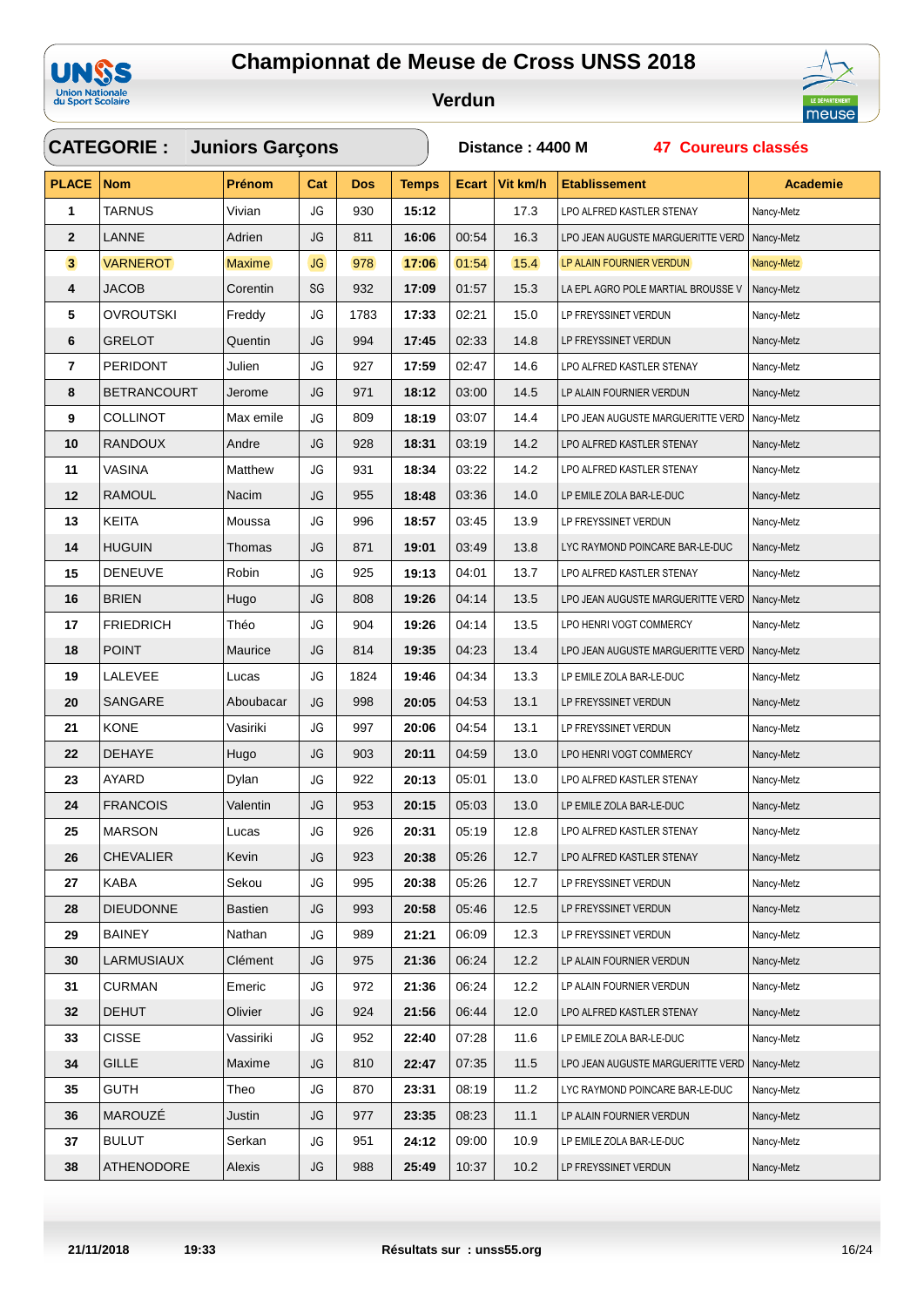# Championnat de Meuse de Cross UNSS 2018

## Verdun

**CATEGORIE : Juniors Garçons** — **Distance : 4400 M** — **47 Coureurs classés**

| PLACE | Nom | Prénom | Cat | Dos | Temps | Ecart | Vit km/h | Etablissement | Academie |
|---|---|---|---|---|---|---|---|---|---|
| 1 | TARNUS | Vivian | JG | 930 | 15:12 | | 17.3 | LPO ALFRED KASTLER STENAY | Nancy-Metz |
| 2 | LANNE | Adrien | JG | 811 | 16:06 | 00:54 | 16.3 | LPO JEAN AUGUSTE MARGUERITTE VERD | Nancy-Metz |
| 3 | VARNEROT | Maxime | JG | 978 | 17:06 | 01:54 | 15.4 | LP ALAIN FOURNIER VERDUN | Nancy-Metz |
| 4 | JACOB | Corentin | SG | 932 | 17:09 | 01:57 | 15.3 | LA EPL AGRO POLE MARTIAL BROUSSE V | Nancy-Metz |
| 5 | OVROUTSKI | Freddy | JG | 1783 | 17:33 | 02:21 | 15.0 | LP FREYSSINET VERDUN | Nancy-Metz |
| 6 | GRELOT | Quentin | JG | 994 | 17:45 | 02:33 | 14.8 | LP FREYSSINET VERDUN | Nancy-Metz |
| 7 | PERIDONT | Julien | JG | 927 | 17:59 | 02:47 | 14.6 | LPO ALFRED KASTLER STENAY | Nancy-Metz |
| 8 | BETRANCOURT | Jerome | JG | 971 | 18:12 | 03:00 | 14.5 | LP ALAIN FOURNIER VERDUN | Nancy-Metz |
| 9 | COLLINOT | Max emile | JG | 809 | 18:19 | 03:07 | 14.4 | LPO JEAN AUGUSTE MARGUERITTE VERD | Nancy-Metz |
| 10 | RANDOUX | Andre | JG | 928 | 18:31 | 03:19 | 14.2 | LPO ALFRED KASTLER STENAY | Nancy-Metz |
| 11 | VASINA | Matthew | JG | 931 | 18:34 | 03:22 | 14.2 | LPO ALFRED KASTLER STENAY | Nancy-Metz |
| 12 | RAMOUL | Nacim | JG | 955 | 18:48 | 03:36 | 14.0 | LP EMILE ZOLA BAR-LE-DUC | Nancy-Metz |
| 13 | KEITA | Moussa | JG | 996 | 18:57 | 03:45 | 13.9 | LP FREYSSINET VERDUN | Nancy-Metz |
| 14 | HUGUIN | Thomas | JG | 871 | 19:01 | 03:49 | 13.8 | LYC RAYMOND POINCARE BAR-LE-DUC | Nancy-Metz |
| 15 | DENEUVE | Robin | JG | 925 | 19:13 | 04:01 | 13.7 | LPO ALFRED KASTLER STENAY | Nancy-Metz |
| 16 | BRIEN | Hugo | JG | 808 | 19:26 | 04:14 | 13.5 | LPO JEAN AUGUSTE MARGUERITTE VERD | Nancy-Metz |
| 17 | FRIEDRICH | Théo | JG | 904 | 19:26 | 04:14 | 13.5 | LPO HENRI VOGT COMMERCY | Nancy-Metz |
| 18 | POINT | Maurice | JG | 814 | 19:35 | 04:23 | 13.4 | LPO JEAN AUGUSTE MARGUERITTE VERD | Nancy-Metz |
| 19 | LALEVEE | Lucas | JG | 1824 | 19:46 | 04:34 | 13.3 | LP EMILE ZOLA BAR-LE-DUC | Nancy-Metz |
| 20 | SANGARE | Aboubacar | JG | 998 | 20:05 | 04:53 | 13.1 | LP FREYSSINET VERDUN | Nancy-Metz |
| 21 | KONE | Vasiriki | JG | 997 | 20:06 | 04:54 | 13.1 | LP FREYSSINET VERDUN | Nancy-Metz |
| 22 | DEHAYE | Hugo | JG | 903 | 20:11 | 04:59 | 13.0 | LPO HENRI VOGT COMMERCY | Nancy-Metz |
| 23 | AYARD | Dylan | JG | 922 | 20:13 | 05:01 | 13.0 | LPO ALFRED KASTLER STENAY | Nancy-Metz |
| 24 | FRANCOIS | Valentin | JG | 953 | 20:15 | 05:03 | 13.0 | LP EMILE ZOLA BAR-LE-DUC | Nancy-Metz |
| 25 | MARSON | Lucas | JG | 926 | 20:31 | 05:19 | 12.8 | LPO ALFRED KASTLER STENAY | Nancy-Metz |
| 26 | CHEVALIER | Kevin | JG | 923 | 20:38 | 05:26 | 12.7 | LPO ALFRED KASTLER STENAY | Nancy-Metz |
| 27 | KABA | Sekou | JG | 995 | 20:38 | 05:26 | 12.7 | LP FREYSSINET VERDUN | Nancy-Metz |
| 28 | DIEUDONNE | Bastien | JG | 993 | 20:58 | 05:46 | 12.5 | LP FREYSSINET VERDUN | Nancy-Metz |
| 29 | BAINEY | Nathan | JG | 989 | 21:21 | 06:09 | 12.3 | LP FREYSSINET VERDUN | Nancy-Metz |
| 30 | LARMUSIAUX | Clément | JG | 975 | 21:36 | 06:24 | 12.2 | LP ALAIN FOURNIER VERDUN | Nancy-Metz |
| 31 | CURMAN | Emeric | JG | 972 | 21:36 | 06:24 | 12.2 | LP ALAIN FOURNIER VERDUN | Nancy-Metz |
| 32 | DEHUT | Olivier | JG | 924 | 21:56 | 06:44 | 12.0 | LPO ALFRED KASTLER STENAY | Nancy-Metz |
| 33 | CISSE | Vassiriki | JG | 952 | 22:40 | 07:28 | 11.6 | LP EMILE ZOLA BAR-LE-DUC | Nancy-Metz |
| 34 | GILLE | Maxime | JG | 810 | 22:47 | 07:35 | 11.5 | LPO JEAN AUGUSTE MARGUERITTE VERD | Nancy-Metz |
| 35 | GUTH | Theo | JG | 870 | 23:31 | 08:19 | 11.2 | LYC RAYMOND POINCARE BAR-LE-DUC | Nancy-Metz |
| 36 | MAROUZÉ | Justin | JG | 977 | 23:35 | 08:23 | 11.1 | LP ALAIN FOURNIER VERDUN | Nancy-Metz |
| 37 | BULUT | Serkan | JG | 951 | 24:12 | 09:00 | 10.9 | LP EMILE ZOLA BAR-LE-DUC | Nancy-Metz |
| 38 | ATHENODORE | Alexis | JG | 988 | 25:49 | 10:37 | 10.2 | LP FREYSSINET VERDUN | Nancy-Metz |

21/11/2018 19:33 — Résultats sur : unss55.org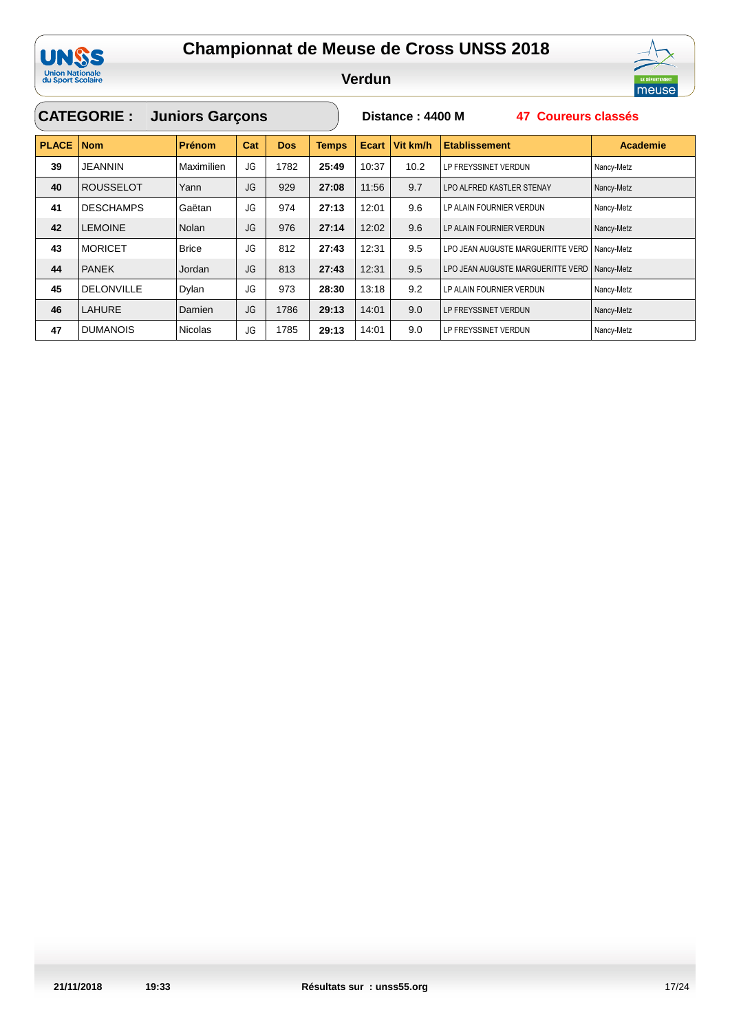# Championnat de Meuse de Cross UNSS 2018

## Verdun

**CATEGORIE : Juniors Garçons** | **Distance : 4400 M** | **47 Coureurs classés**

| PLACE | Nom | Prénom | Cat | Dos | Temps | Ecart | Vit km/h | Etablissement | Academie |
|---|---|---|---|---|---|---|---|---|---|
| 39 | JEANNIN | Maximilien | JG | 1782 | 25:49 | 10:37 | 10.2 | LP FREYSSINET VERDUN | Nancy-Metz |
| 40 | ROUSSELOT | Yann | JG | 929 | 27:08 | 11:56 | 9.7 | LPO ALFRED KASTLER STENAY | Nancy-Metz |
| 41 | DESCHAMPS | Gaëtan | JG | 974 | 27:13 | 12:01 | 9.6 | LP ALAIN FOURNIER VERDUN | Nancy-Metz |
| 42 | LEMOINE | Nolan | JG | 976 | 27:14 | 12:02 | 9.6 | LP ALAIN FOURNIER VERDUN | Nancy-Metz |
| 43 | MORICET | Brice | JG | 812 | 27:43 | 12:31 | 9.5 | LPO JEAN AUGUSTE MARGUERITTE VERD | Nancy-Metz |
| 44 | PANEK | Jordan | JG | 813 | 27:43 | 12:31 | 9.5 | LPO JEAN AUGUSTE MARGUERITTE VERD | Nancy-Metz |
| 45 | DELONVILLE | Dylan | JG | 973 | 28:30 | 13:18 | 9.2 | LP ALAIN FOURNIER VERDUN | Nancy-Metz |
| 46 | LAHURE | Damien | JG | 1786 | 29:13 | 14:01 | 9.0 | LP FREYSSINET VERDUN | Nancy-Metz |
| 47 | DUMANOIS | Nicolas | JG | 1785 | 29:13 | 14:01 | 9.0 | LP FREYSSINET VERDUN | Nancy-Metz |

21/11/2018 19:33 Résultats sur : unss55.org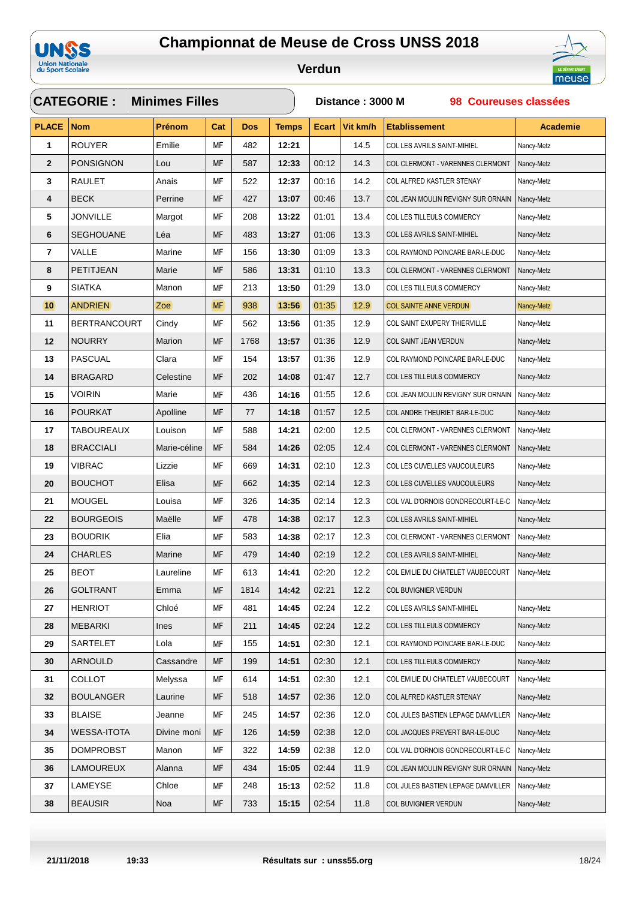# Championnat de Meuse de Cross UNSS 2018

## Verdun

**CATEGORIE : Minimes Filles** — **Distance : 3000 M** — **98 Coureuses classées**

| PLACE | Nom | Prénom | Cat | Dos | Temps | Ecart | Vit km/h | Etablissement | Academie |
|---|---|---|---|---|---|---|---|---|---|
| 1 | ROUYER | Emilie | MF | 482 | 12:21 | | 14.5 | COL LES AVRILS SAINT-MIHIEL | Nancy-Metz |
| 2 | PONSIGNON | Lou | MF | 587 | 12:33 | 00:12 | 14.3 | COL CLERMONT - VARENNES CLERMONT | Nancy-Metz |
| 3 | RAULET | Anais | MF | 522 | 12:37 | 00:16 | 14.2 | COL ALFRED KASTLER STENAY | Nancy-Metz |
| 4 | BECK | Perrine | MF | 427 | 13:07 | 00:46 | 13.7 | COL JEAN MOULIN REVIGNY SUR ORNAIN | Nancy-Metz |
| 5 | JONVILLE | Margot | MF | 208 | 13:22 | 01:01 | 13.4 | COL LES TILLEULS COMMERCY | Nancy-Metz |
| 6 | SEGHOUANE | Léa | MF | 483 | 13:27 | 01:06 | 13.3 | COL LES AVRILS SAINT-MIHIEL | Nancy-Metz |
| 7 | VALLE | Marine | MF | 156 | 13:30 | 01:09 | 13.3 | COL RAYMOND POINCARE BAR-LE-DUC | Nancy-Metz |
| 8 | PETITJEAN | Marie | MF | 586 | 13:31 | 01:10 | 13.3 | COL CLERMONT - VARENNES CLERMONT | Nancy-Metz |
| 9 | SIATKA | Manon | MF | 213 | 13:50 | 01:29 | 13.0 | COL LES TILLEULS COMMERCY | Nancy-Metz |
| 10 | ANDRIEN | Zoe | MF | 938 | 13:56 | 01:35 | 12.9 | COL SAINTE ANNE VERDUN | Nancy-Metz |
| 11 | BERTRANCOURT | Cindy | MF | 562 | 13:56 | 01:35 | 12.9 | COL SAINT EXUPERY THIERVILLE | Nancy-Metz |
| 12 | NOURRY | Marion | MF | 1768 | 13:57 | 01:36 | 12.9 | COL SAINT JEAN VERDUN | Nancy-Metz |
| 13 | PASCUAL | Clara | MF | 154 | 13:57 | 01:36 | 12.9 | COL RAYMOND POINCARE BAR-LE-DUC | Nancy-Metz |
| 14 | BRAGARD | Celestine | MF | 202 | 14:08 | 01:47 | 12.7 | COL LES TILLEULS COMMERCY | Nancy-Metz |
| 15 | VOIRIN | Marie | MF | 436 | 14:16 | 01:55 | 12.6 | COL JEAN MOULIN REVIGNY SUR ORNAIN | Nancy-Metz |
| 16 | POURKAT | Apolline | MF | 77 | 14:18 | 01:57 | 12.5 | COL ANDRE THEURIET BAR-LE-DUC | Nancy-Metz |
| 17 | TABOUREAUX | Louison | MF | 588 | 14:21 | 02:00 | 12.5 | COL CLERMONT - VARENNES CLERMONT | Nancy-Metz |
| 18 | BRACCIALI | Marie-céline | MF | 584 | 14:26 | 02:05 | 12.4 | COL CLERMONT - VARENNES CLERMONT | Nancy-Metz |
| 19 | VIBRAC | Lizzie | MF | 669 | 14:31 | 02:10 | 12.3 | COL LES CUVELLES VAUCOULEURS | Nancy-Metz |
| 20 | BOUCHOT | Elisa | MF | 662 | 14:35 | 02:14 | 12.3 | COL LES CUVELLES VAUCOULEURS | Nancy-Metz |
| 21 | MOUGEL | Louisa | MF | 326 | 14:35 | 02:14 | 12.3 | COL VAL D'ORNOIS GONDRECOURT-LE-C | Nancy-Metz |
| 22 | BOURGEOIS | Maëlle | MF | 478 | 14:38 | 02:17 | 12.3 | COL LES AVRILS SAINT-MIHIEL | Nancy-Metz |
| 23 | BOUDRIK | Elia | MF | 583 | 14:38 | 02:17 | 12.3 | COL CLERMONT - VARENNES CLERMONT | Nancy-Metz |
| 24 | CHARLES | Marine | MF | 479 | 14:40 | 02:19 | 12.2 | COL LES AVRILS SAINT-MIHIEL | Nancy-Metz |
| 25 | BEOT | Laureline | MF | 613 | 14:41 | 02:20 | 12.2 | COL EMILIE DU CHATELET VAUBECOURT | Nancy-Metz |
| 26 | GOLTRANT | Emma | MF | 1814 | 14:42 | 02:21 | 12.2 | COL BUVIGNIER VERDUN | |
| 27 | HENRIOT | Chloé | MF | 481 | 14:45 | 02:24 | 12.2 | COL LES AVRILS SAINT-MIHIEL | Nancy-Metz |
| 28 | MEBARKI | Ines | MF | 211 | 14:45 | 02:24 | 12.2 | COL LES TILLEULS COMMERCY | Nancy-Metz |
| 29 | SARTELET | Lola | MF | 155 | 14:51 | 02:30 | 12.1 | COL RAYMOND POINCARE BAR-LE-DUC | Nancy-Metz |
| 30 | ARNOULD | Cassandre | MF | 199 | 14:51 | 02:30 | 12.1 | COL LES TILLEULS COMMERCY | Nancy-Metz |
| 31 | COLLOT | Melyssa | MF | 614 | 14:51 | 02:30 | 12.1 | COL EMILIE DU CHATELET VAUBECOURT | Nancy-Metz |
| 32 | BOULANGER | Laurine | MF | 518 | 14:57 | 02:36 | 12.0 | COL ALFRED KASTLER STENAY | Nancy-Metz |
| 33 | BLAISE | Jeanne | MF | 245 | 14:57 | 02:36 | 12.0 | COL JULES BASTIEN LEPAGE DAMVILLER | Nancy-Metz |
| 34 | WESSA-ITOTA | Divine moni | MF | 126 | 14:59 | 02:38 | 12.0 | COL JACQUES PREVERT BAR-LE-DUC | Nancy-Metz |
| 35 | DOMPROBST | Manon | MF | 322 | 14:59 | 02:38 | 12.0 | COL VAL D'ORNOIS GONDRECOURT-LE-C | Nancy-Metz |
| 36 | LAMOUREUX | Alanna | MF | 434 | 15:05 | 02:44 | 11.9 | COL JEAN MOULIN REVIGNY SUR ORNAIN | Nancy-Metz |
| 37 | LAMEYSE | Chloe | MF | 248 | 15:13 | 02:52 | 11.8 | COL JULES BASTIEN LEPAGE DAMVILLER | Nancy-Metz |
| 38 | BEAUSIR | Noa | MF | 733 | 15:15 | 02:54 | 11.8 | COL BUVIGNIER VERDUN | Nancy-Metz |

21/11/2018 19:33 — Résultats sur : unss55.org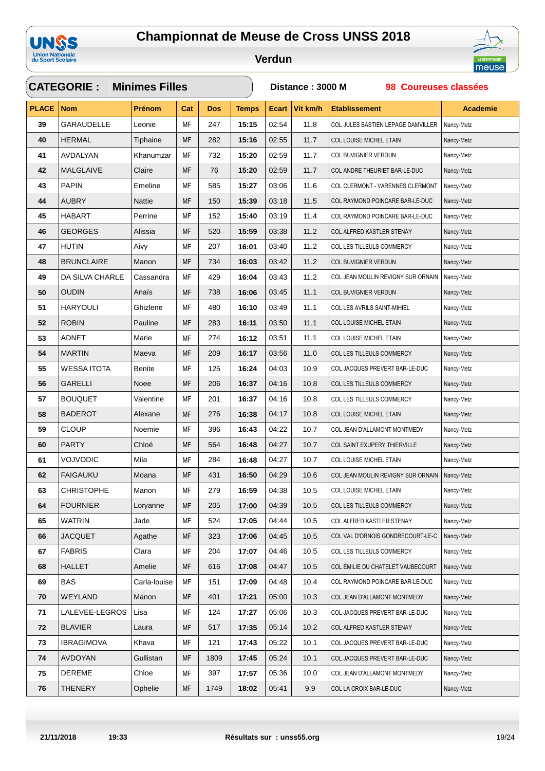# Championnat de Meuse de Cross UNSS 2018

## Verdun

**CATEGORIE : Minimes Filles** | **Distance : 3000 M** | **98 Coureuses classées**

| PLACE | Nom | Prénom | Cat | Dos | Temps | Ecart | Vit km/h | Etablissement | Academie |
|---|---|---|---|---|---|---|---|---|---|
| 39 | GARAUDELLE | Leonie | MF | 247 | 15:15 | 02:54 | 11.8 | COL JULES BASTIEN LEPAGE DAMVILLER | Nancy-Metz |
| 40 | HERMAL | Tiphaine | MF | 282 | 15:16 | 02:55 | 11.7 | COL LOUISE MICHEL ETAIN | Nancy-Metz |
| 41 | AVDALYAN | Khanumzar | MF | 732 | 15:20 | 02:59 | 11.7 | COL BUVIGNIER VERDUN | Nancy-Metz |
| 42 | MALGLAIVE | Claire | MF | 76 | 15:20 | 02:59 | 11.7 | COL ANDRE THEURIET BAR-LE-DUC | Nancy-Metz |
| 43 | PAPIN | Emeline | MF | 585 | 15:27 | 03:06 | 11.6 | COL CLERMONT - VARENNES CLERMONT | Nancy-Metz |
| 44 | AUBRY | Nattie | MF | 150 | 15:39 | 03:18 | 11.5 | COL RAYMOND POINCARE BAR-LE-DUC | Nancy-Metz |
| 45 | HABART | Perrine | MF | 152 | 15:40 | 03:19 | 11.4 | COL RAYMOND POINCARE BAR-LE-DUC | Nancy-Metz |
| 46 | GEORGES | Alissia | MF | 520 | 15:59 | 03:38 | 11.2 | COL ALFRED KASTLER STENAY | Nancy-Metz |
| 47 | HUTIN | Aivy | MF | 207 | 16:01 | 03:40 | 11.2 | COL LES TILLEULS COMMERCY | Nancy-Metz |
| 48 | BRUNCLAIRE | Manon | MF | 734 | 16:03 | 03:42 | 11.2 | COL BUVIGNIER VERDUN | Nancy-Metz |
| 49 | DA SILVA CHARLE | Cassandra | MF | 429 | 16:04 | 03:43 | 11.2 | COL JEAN MOULIN REVIGNY SUR ORNAIN | Nancy-Metz |
| 50 | OUDIN | Anaïs | MF | 738 | 16:06 | 03:45 | 11.1 | COL BUVIGNIER VERDUN | Nancy-Metz |
| 51 | HARYOULI | Ghizlene | MF | 480 | 16:10 | 03:49 | 11.1 | COL LES AVRILS SAINT-MIHIEL | Nancy-Metz |
| 52 | ROBIN | Pauline | MF | 283 | 16:11 | 03:50 | 11.1 | COL LOUISE MICHEL ETAIN | Nancy-Metz |
| 53 | ADNET | Marie | MF | 274 | 16:12 | 03:51 | 11.1 | COL LOUISE MICHEL ETAIN | Nancy-Metz |
| 54 | MARTIN | Maeva | MF | 209 | 16:17 | 03:56 | 11.0 | COL LES TILLEULS COMMERCY | Nancy-Metz |
| 55 | WESSA ITOTA | Benite | MF | 125 | 16:24 | 04:03 | 10.9 | COL JACQUES PREVERT BAR-LE-DUC | Nancy-Metz |
| 56 | GARELLI | Noee | MF | 206 | 16:37 | 04:16 | 10.8 | COL LES TILLEULS COMMERCY | Nancy-Metz |
| 57 | BOUQUET | Valentine | MF | 201 | 16:37 | 04:16 | 10.8 | COL LES TILLEULS COMMERCY | Nancy-Metz |
| 58 | BADEROT | Alexane | MF | 276 | 16:38 | 04:17 | 10.8 | COL LOUISE MICHEL ETAIN | Nancy-Metz |
| 59 | CLOUP | Noemie | MF | 396 | 16:43 | 04:22 | 10.7 | COL JEAN D'ALLAMONT MONTMEDY | Nancy-Metz |
| 60 | PARTY | Chloé | MF | 564 | 16:48 | 04:27 | 10.7 | COL SAINT EXUPERY THIERVILLE | Nancy-Metz |
| 61 | VOJVODIC | Mila | MF | 284 | 16:48 | 04:27 | 10.7 | COL LOUISE MICHEL ETAIN | Nancy-Metz |
| 62 | FAIGAUKU | Moana | MF | 431 | 16:50 | 04:29 | 10.6 | COL JEAN MOULIN REVIGNY SUR ORNAIN | Nancy-Metz |
| 63 | CHRISTOPHE | Manon | MF | 279 | 16:59 | 04:38 | 10.5 | COL LOUISE MICHEL ETAIN | Nancy-Metz |
| 64 | FOURNIER | Loryanne | MF | 205 | 17:00 | 04:39 | 10.5 | COL LES TILLEULS COMMERCY | Nancy-Metz |
| 65 | WATRIN | Jade | MF | 524 | 17:05 | 04:44 | 10.5 | COL ALFRED KASTLER STENAY | Nancy-Metz |
| 66 | JACQUET | Agathe | MF | 323 | 17:06 | 04:45 | 10.5 | COL VAL D'ORNOIS GONDRECOURT-LE-C | Nancy-Metz |
| 67 | FABRIS | Clara | MF | 204 | 17:07 | 04:46 | 10.5 | COL LES TILLEULS COMMERCY | Nancy-Metz |
| 68 | HALLET | Amelie | MF | 616 | 17:08 | 04:47 | 10.5 | COL EMILIE DU CHATELET VAUBECOURT | Nancy-Metz |
| 69 | BAS | Carla-louise | MF | 151 | 17:09 | 04:48 | 10.4 | COL RAYMOND POINCARE BAR-LE-DUC | Nancy-Metz |
| 70 | WEYLAND | Manon | MF | 401 | 17:21 | 05:00 | 10.3 | COL JEAN D'ALLAMONT MONTMEDY | Nancy-Metz |
| 71 | LALEVEE-LEGROS | Lisa | MF | 124 | 17:27 | 05:06 | 10.3 | COL JACQUES PREVERT BAR-LE-DUC | Nancy-Metz |
| 72 | BLAVIER | Laura | MF | 517 | 17:35 | 05:14 | 10.2 | COL ALFRED KASTLER STENAY | Nancy-Metz |
| 73 | IBRAGIMOVA | Khava | MF | 121 | 17:43 | 05:22 | 10.1 | COL JACQUES PREVERT BAR-LE-DUC | Nancy-Metz |
| 74 | AVDOYAN | Gullistan | MF | 1809 | 17:45 | 05:24 | 10.1 | COL JACQUES PREVERT BAR-LE-DUC | Nancy-Metz |
| 75 | DEREME | Chloe | MF | 397 | 17:57 | 05:36 | 10.0 | COL JEAN D'ALLAMONT MONTMEDY | Nancy-Metz |
| 76 | THENERY | Ophelie | MF | 1749 | 18:02 | 05:41 | 9.9 | COL LA CROIX BAR-LE-DUC | Nancy-Metz |

21/11/2018 19:33 Résultats sur : unss55.org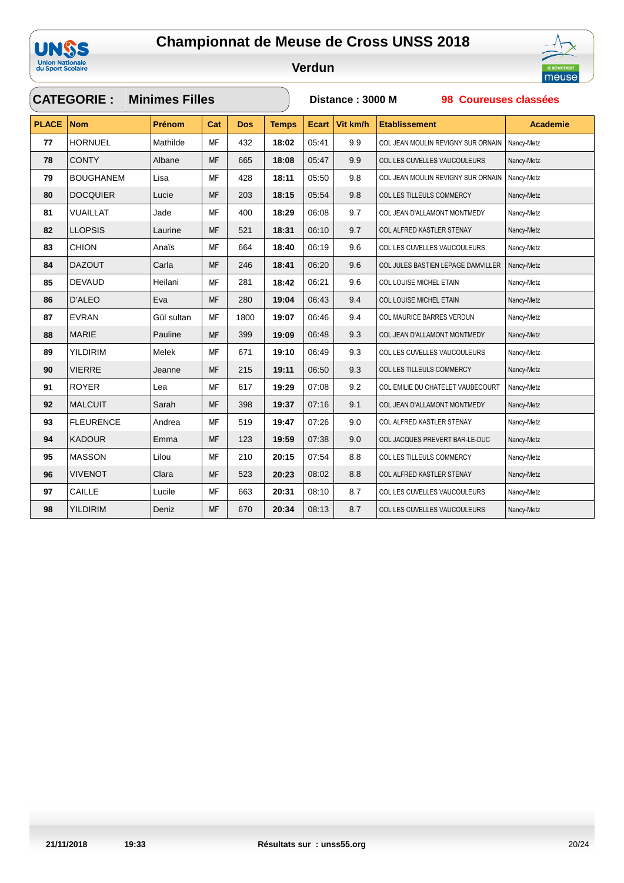# Championnat de Meuse de Cross UNSS 2018

## Verdun

**CATEGORIE : Minimes Filles** | **Distance : 3000 M** | **98 Coureuses classées**

| PLACE | Nom | Prénom | Cat | Dos | Temps | Ecart | Vit km/h | Etablissement | Academie |
|---|---|---|---|---|---|---|---|---|---|
| 77 | HORNUEL | Mathilde | MF | 432 | 18:02 | 05:41 | 9.9 | COL JEAN MOULIN REVIGNY SUR ORNAIN | Nancy-Metz |
| 78 | CONTY | Albane | MF | 665 | 18:08 | 05:47 | 9.9 | COL LES CUVELLES VAUCOULEURS | Nancy-Metz |
| 79 | BOUGHANEM | Lisa | MF | 428 | 18:11 | 05:50 | 9.8 | COL JEAN MOULIN REVIGNY SUR ORNAIN | Nancy-Metz |
| 80 | DOCQUIER | Lucie | MF | 203 | 18:15 | 05:54 | 9.8 | COL LES TILLEULS COMMERCY | Nancy-Metz |
| 81 | VUAILLAT | Jade | MF | 400 | 18:29 | 06:08 | 9.7 | COL JEAN D'ALLAMONT MONTMEDY | Nancy-Metz |
| 82 | LLOPSIS | Laurine | MF | 521 | 18:31 | 06:10 | 9.7 | COL ALFRED KASTLER STENAY | Nancy-Metz |
| 83 | CHION | Anaïs | MF | 664 | 18:40 | 06:19 | 9.6 | COL LES CUVELLES VAUCOULEURS | Nancy-Metz |
| 84 | DAZOUT | Carla | MF | 246 | 18:41 | 06:20 | 9.6 | COL JULES BASTIEN LEPAGE DAMVILLER | Nancy-Metz |
| 85 | DEVAUD | Heilani | MF | 281 | 18:42 | 06:21 | 9.6 | COL LOUISE MICHEL ETAIN | Nancy-Metz |
| 86 | D'ALEO | Eva | MF | 280 | 19:04 | 06:43 | 9.4 | COL LOUISE MICHEL ETAIN | Nancy-Metz |
| 87 | EVRAN | Gül sultan | MF | 1800 | 19:07 | 06:46 | 9.4 | COL MAURICE BARRES VERDUN | Nancy-Metz |
| 88 | MARIE | Pauline | MF | 399 | 19:09 | 06:48 | 9.3 | COL JEAN D'ALLAMONT MONTMEDY | Nancy-Metz |
| 89 | YILDIRIM | Melek | MF | 671 | 19:10 | 06:49 | 9.3 | COL LES CUVELLES VAUCOULEURS | Nancy-Metz |
| 90 | VIERRE | Jeanne | MF | 215 | 19:11 | 06:50 | 9.3 | COL LES TILLEULS COMMERCY | Nancy-Metz |
| 91 | ROYER | Lea | MF | 617 | 19:29 | 07:08 | 9.2 | COL EMILIE DU CHATELET VAUBECOURT | Nancy-Metz |
| 92 | MALCUIT | Sarah | MF | 398 | 19:37 | 07:16 | 9.1 | COL JEAN D'ALLAMONT MONTMEDY | Nancy-Metz |
| 93 | FLEURENCE | Andrea | MF | 519 | 19:47 | 07:26 | 9.0 | COL ALFRED KASTLER STENAY | Nancy-Metz |
| 94 | KADOUR | Emma | MF | 123 | 19:59 | 07:38 | 9.0 | COL JACQUES PREVERT BAR-LE-DUC | Nancy-Metz |
| 95 | MASSON | Lilou | MF | 210 | 20:15 | 07:54 | 8.8 | COL LES TILLEULS COMMERCY | Nancy-Metz |
| 96 | VIVENOT | Clara | MF | 523 | 20:23 | 08:02 | 8.8 | COL ALFRED KASTLER STENAY | Nancy-Metz |
| 97 | CAILLE | Lucile | MF | 663 | 20:31 | 08:10 | 8.7 | COL LES CUVELLES VAUCOULEURS | Nancy-Metz |
| 98 | YILDIRIM | Deniz | MF | 670 | 20:34 | 08:13 | 8.7 | COL LES CUVELLES VAUCOULEURS | Nancy-Metz |

21/11/2018 19:33 — Résultats sur : unss55.org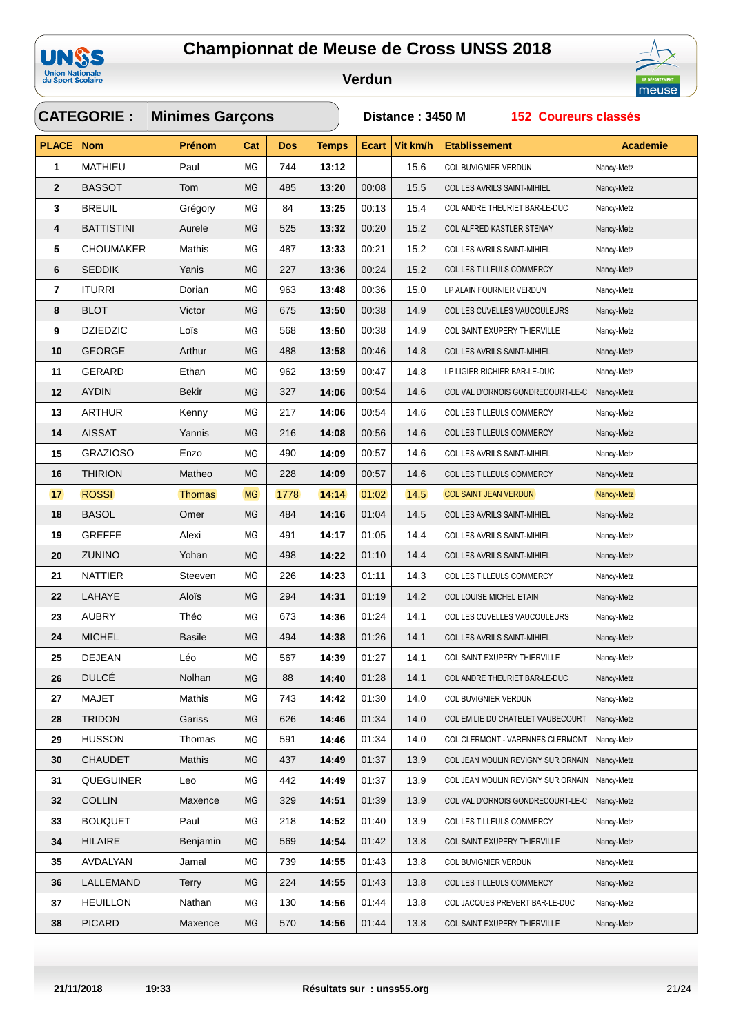# Championnat de Meuse de Cross UNSS 2018

## Verdun

**CATEGORIE : Minimes Garçons** — **Distance : 3450 M** — **152 Coureurs classés**

| PLACE | Nom | Prénom | Cat | Dos | Temps | Ecart | Vit km/h | Etablissement | Academie |
|---|---|---|---|---|---|---|---|---|---|
| 1 | MATHIEU | Paul | MG | 744 | 13:12 | | 15.6 | COL BUVIGNIER VERDUN | Nancy-Metz |
| 2 | BASSOT | Tom | MG | 485 | 13:20 | 00:08 | 15.5 | COL LES AVRILS SAINT-MIHIEL | Nancy-Metz |
| 3 | BREUIL | Grégory | MG | 84 | 13:25 | 00:13 | 15.4 | COL ANDRE THEURIET BAR-LE-DUC | Nancy-Metz |
| 4 | BATTISTINI | Aurele | MG | 525 | 13:32 | 00:20 | 15.2 | COL ALFRED KASTLER STENAY | Nancy-Metz |
| 5 | CHOUMAKER | Mathis | MG | 487 | 13:33 | 00:21 | 15.2 | COL LES AVRILS SAINT-MIHIEL | Nancy-Metz |
| 6 | SEDDIK | Yanis | MG | 227 | 13:36 | 00:24 | 15.2 | COL LES TILLEULS COMMERCY | Nancy-Metz |
| 7 | ITURRI | Dorian | MG | 963 | 13:48 | 00:36 | 15.0 | LP ALAIN FOURNIER VERDUN | Nancy-Metz |
| 8 | BLOT | Victor | MG | 675 | 13:50 | 00:38 | 14.9 | COL LES CUVELLES VAUCOULEURS | Nancy-Metz |
| 9 | DZIEDZIC | Loïs | MG | 568 | 13:50 | 00:38 | 14.9 | COL SAINT EXUPERY THIERVILLE | Nancy-Metz |
| 10 | GEORGE | Arthur | MG | 488 | 13:58 | 00:46 | 14.8 | COL LES AVRILS SAINT-MIHIEL | Nancy-Metz |
| 11 | GERARD | Ethan | MG | 962 | 13:59 | 00:47 | 14.8 | LP LIGIER RICHIER BAR-LE-DUC | Nancy-Metz |
| 12 | AYDIN | Bekir | MG | 327 | 14:06 | 00:54 | 14.6 | COL VAL D'ORNOIS GONDRECOURT-LE-C | Nancy-Metz |
| 13 | ARTHUR | Kenny | MG | 217 | 14:06 | 00:54 | 14.6 | COL LES TILLEULS COMMERCY | Nancy-Metz |
| 14 | AISSAT | Yannis | MG | 216 | 14:08 | 00:56 | 14.6 | COL LES TILLEULS COMMERCY | Nancy-Metz |
| 15 | GRAZIOSO | Enzo | MG | 490 | 14:09 | 00:57 | 14.6 | COL LES AVRILS SAINT-MIHIEL | Nancy-Metz |
| 16 | THIRION | Matheo | MG | 228 | 14:09 | 00:57 | 14.6 | COL LES TILLEULS COMMERCY | Nancy-Metz |
| 17 | ROSSI | Thomas | MG | 1778 | 14:14 | 01:02 | 14.5 | COL SAINT JEAN VERDUN | Nancy-Metz |
| 18 | BASOL | Omer | MG | 484 | 14:16 | 01:04 | 14.5 | COL LES AVRILS SAINT-MIHIEL | Nancy-Metz |
| 19 | GREFFE | Alexi | MG | 491 | 14:17 | 01:05 | 14.4 | COL LES AVRILS SAINT-MIHIEL | Nancy-Metz |
| 20 | ZUNINO | Yohan | MG | 498 | 14:22 | 01:10 | 14.4 | COL LES AVRILS SAINT-MIHIEL | Nancy-Metz |
| 21 | NATTIER | Steeven | MG | 226 | 14:23 | 01:11 | 14.3 | COL LES TILLEULS COMMERCY | Nancy-Metz |
| 22 | LAHAYE | Aloïs | MG | 294 | 14:31 | 01:19 | 14.2 | COL LOUISE MICHEL ETAIN | Nancy-Metz |
| 23 | AUBRY | Théo | MG | 673 | 14:36 | 01:24 | 14.1 | COL LES CUVELLES VAUCOULEURS | Nancy-Metz |
| 24 | MICHEL | Basile | MG | 494 | 14:38 | 01:26 | 14.1 | COL LES AVRILS SAINT-MIHIEL | Nancy-Metz |
| 25 | DEJEAN | Léo | MG | 567 | 14:39 | 01:27 | 14.1 | COL SAINT EXUPERY THIERVILLE | Nancy-Metz |
| 26 | DULCÉ | Nolhan | MG | 88 | 14:40 | 01:28 | 14.1 | COL ANDRE THEURIET BAR-LE-DUC | Nancy-Metz |
| 27 | MAJET | Mathis | MG | 743 | 14:42 | 01:30 | 14.0 | COL BUVIGNIER VERDUN | Nancy-Metz |
| 28 | TRIDON | Gariss | MG | 626 | 14:46 | 01:34 | 14.0 | COL EMILIE DU CHATELET VAUBECOURT | Nancy-Metz |
| 29 | HUSSON | Thomas | MG | 591 | 14:46 | 01:34 | 14.0 | COL CLERMONT - VARENNES CLERMONT | Nancy-Metz |
| 30 | CHAUDET | Mathis | MG | 437 | 14:49 | 01:37 | 13.9 | COL JEAN MOULIN REVIGNY SUR ORNAIN | Nancy-Metz |
| 31 | QUEGUINER | Leo | MG | 442 | 14:49 | 01:37 | 13.9 | COL JEAN MOULIN REVIGNY SUR ORNAIN | Nancy-Metz |
| 32 | COLLIN | Maxence | MG | 329 | 14:51 | 01:39 | 13.9 | COL VAL D'ORNOIS GONDRECOURT-LE-C | Nancy-Metz |
| 33 | BOUQUET | Paul | MG | 218 | 14:52 | 01:40 | 13.9 | COL LES TILLEULS COMMERCY | Nancy-Metz |
| 34 | HILAIRE | Benjamin | MG | 569 | 14:54 | 01:42 | 13.8 | COL SAINT EXUPERY THIERVILLE | Nancy-Metz |
| 35 | AVDALYAN | Jamal | MG | 739 | 14:55 | 01:43 | 13.8 | COL BUVIGNIER VERDUN | Nancy-Metz |
| 36 | LALLEMAND | Terry | MG | 224 | 14:55 | 01:43 | 13.8 | COL LES TILLEULS COMMERCY | Nancy-Metz |
| 37 | HEUILLON | Nathan | MG | 130 | 14:56 | 01:44 | 13.8 | COL JACQUES PREVERT BAR-LE-DUC | Nancy-Metz |
| 38 | PICARD | Maxence | MG | 570 | 14:56 | 01:44 | 13.8 | COL SAINT EXUPERY THIERVILLE | Nancy-Metz |

21/11/2018 19:33 — Résultats sur : unss55.org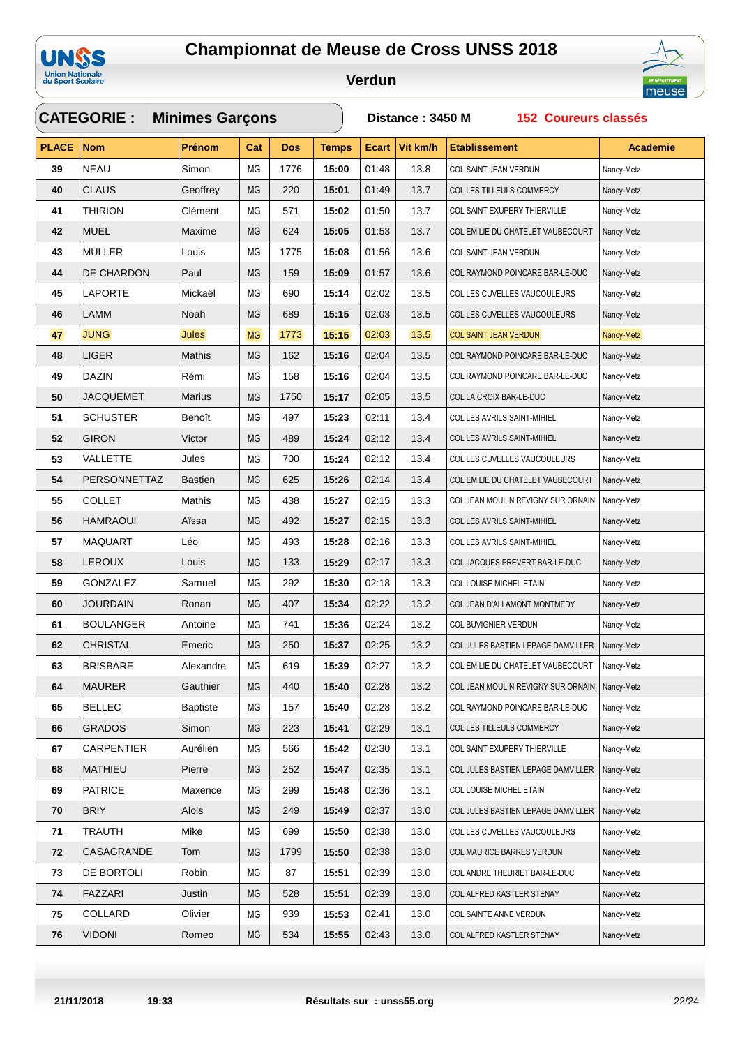# Championnat de Meuse de Cross UNSS 2018

## Verdun

**CATEGORIE : Minimes Garçons** | **Distance : 3450 M** | **152 Coureurs classés**

| PLACE | Nom | Prénom | Cat | Dos | Temps | Ecart | Vit km/h | Etablissement | Academie |
|---|---|---|---|---|---|---|---|---|---|
| 39 | NEAU | Simon | MG | 1776 | 15:00 | 01:48 | 13.8 | COL SAINT JEAN VERDUN | Nancy-Metz |
| 40 | CLAUS | Geoffrey | MG | 220 | 15:01 | 01:49 | 13.7 | COL LES TILLEULS COMMERCY | Nancy-Metz |
| 41 | THIRION | Clément | MG | 571 | 15:02 | 01:50 | 13.7 | COL SAINT EXUPERY THIERVILLE | Nancy-Metz |
| 42 | MUEL | Maxime | MG | 624 | 15:05 | 01:53 | 13.7 | COL EMILIE DU CHATELET VAUBECOURT | Nancy-Metz |
| 43 | MULLER | Louis | MG | 1775 | 15:08 | 01:56 | 13.6 | COL SAINT JEAN VERDUN | Nancy-Metz |
| 44 | DE CHARDON | Paul | MG | 159 | 15:09 | 01:57 | 13.6 | COL RAYMOND POINCARE BAR-LE-DUC | Nancy-Metz |
| 45 | LAPORTE | Mickaël | MG | 690 | 15:14 | 02:02 | 13.5 | COL LES CUVELLES VAUCOULEURS | Nancy-Metz |
| 46 | LAMM | Noah | MG | 689 | 15:15 | 02:03 | 13.5 | COL LES CUVELLES VAUCOULEURS | Nancy-Metz |
| 47 | JUNG | Jules | MG | 1773 | 15:15 | 02:03 | 13.5 | COL SAINT JEAN VERDUN | Nancy-Metz |
| 48 | LIGER | Mathis | MG | 162 | 15:16 | 02:04 | 13.5 | COL RAYMOND POINCARE BAR-LE-DUC | Nancy-Metz |
| 49 | DAZIN | Rémi | MG | 158 | 15:16 | 02:04 | 13.5 | COL RAYMOND POINCARE BAR-LE-DUC | Nancy-Metz |
| 50 | JACQUEMET | Marius | MG | 1750 | 15:17 | 02:05 | 13.5 | COL LA CROIX BAR-LE-DUC | Nancy-Metz |
| 51 | SCHUSTER | Benoît | MG | 497 | 15:23 | 02:11 | 13.4 | COL LES AVRILS SAINT-MIHIEL | Nancy-Metz |
| 52 | GIRON | Victor | MG | 489 | 15:24 | 02:12 | 13.4 | COL LES AVRILS SAINT-MIHIEL | Nancy-Metz |
| 53 | VALLETTE | Jules | MG | 700 | 15:24 | 02:12 | 13.4 | COL LES CUVELLES VAUCOULEURS | Nancy-Metz |
| 54 | PERSONNETTAZ | Bastien | MG | 625 | 15:26 | 02:14 | 13.4 | COL EMILIE DU CHATELET VAUBECOURT | Nancy-Metz |
| 55 | COLLET | Mathis | MG | 438 | 15:27 | 02:15 | 13.3 | COL JEAN MOULIN REVIGNY SUR ORNAIN | Nancy-Metz |
| 56 | HAMRAOUI | Aïssa | MG | 492 | 15:27 | 02:15 | 13.3 | COL LES AVRILS SAINT-MIHIEL | Nancy-Metz |
| 57 | MAQUART | Léo | MG | 493 | 15:28 | 02:16 | 13.3 | COL LES AVRILS SAINT-MIHIEL | Nancy-Metz |
| 58 | LEROUX | Louis | MG | 133 | 15:29 | 02:17 | 13.3 | COL JACQUES PREVERT BAR-LE-DUC | Nancy-Metz |
| 59 | GONZALEZ | Samuel | MG | 292 | 15:30 | 02:18 | 13.3 | COL LOUISE MICHEL ETAIN | Nancy-Metz |
| 60 | JOURDAIN | Ronan | MG | 407 | 15:34 | 02:22 | 13.2 | COL JEAN D'ALLAMONT MONTMEDY | Nancy-Metz |
| 61 | BOULANGER | Antoine | MG | 741 | 15:36 | 02:24 | 13.2 | COL BUVIGNIER VERDUN | Nancy-Metz |
| 62 | CHRISTAL | Emeric | MG | 250 | 15:37 | 02:25 | 13.2 | COL JULES BASTIEN LEPAGE DAMVILLER | Nancy-Metz |
| 63 | BRISBARE | Alexandre | MG | 619 | 15:39 | 02:27 | 13.2 | COL EMILIE DU CHATELET VAUBECOURT | Nancy-Metz |
| 64 | MAURER | Gauthier | MG | 440 | 15:40 | 02:28 | 13.2 | COL JEAN MOULIN REVIGNY SUR ORNAIN | Nancy-Metz |
| 65 | BELLEC | Baptiste | MG | 157 | 15:40 | 02:28 | 13.2 | COL RAYMOND POINCARE BAR-LE-DUC | Nancy-Metz |
| 66 | GRADOS | Simon | MG | 223 | 15:41 | 02:29 | 13.1 | COL LES TILLEULS COMMERCY | Nancy-Metz |
| 67 | CARPENTIER | Aurélien | MG | 566 | 15:42 | 02:30 | 13.1 | COL SAINT EXUPERY THIERVILLE | Nancy-Metz |
| 68 | MATHIEU | Pierre | MG | 252 | 15:47 | 02:35 | 13.1 | COL JULES BASTIEN LEPAGE DAMVILLER | Nancy-Metz |
| 69 | PATRICE | Maxence | MG | 299 | 15:48 | 02:36 | 13.1 | COL LOUISE MICHEL ETAIN | Nancy-Metz |
| 70 | BRIY | Alois | MG | 249 | 15:49 | 02:37 | 13.0 | COL JULES BASTIEN LEPAGE DAMVILLER | Nancy-Metz |
| 71 | TRAUTH | Mike | MG | 699 | 15:50 | 02:38 | 13.0 | COL LES CUVELLES VAUCOULEURS | Nancy-Metz |
| 72 | CASAGRANDE | Tom | MG | 1799 | 15:50 | 02:38 | 13.0 | COL MAURICE BARRES VERDUN | Nancy-Metz |
| 73 | DE BORTOLI | Robin | MG | 87 | 15:51 | 02:39 | 13.0 | COL ANDRE THEURIET BAR-LE-DUC | Nancy-Metz |
| 74 | FAZZARI | Justin | MG | 528 | 15:51 | 02:39 | 13.0 | COL ALFRED KASTLER STENAY | Nancy-Metz |
| 75 | COLLARD | Olivier | MG | 939 | 15:53 | 02:41 | 13.0 | COL SAINTE ANNE VERDUN | Nancy-Metz |
| 76 | VIDONI | Romeo | MG | 534 | 15:55 | 02:43 | 13.0 | COL ALFRED KASTLER STENAY | Nancy-Metz |

21/11/2018 19:33 Résultats sur : unss55.org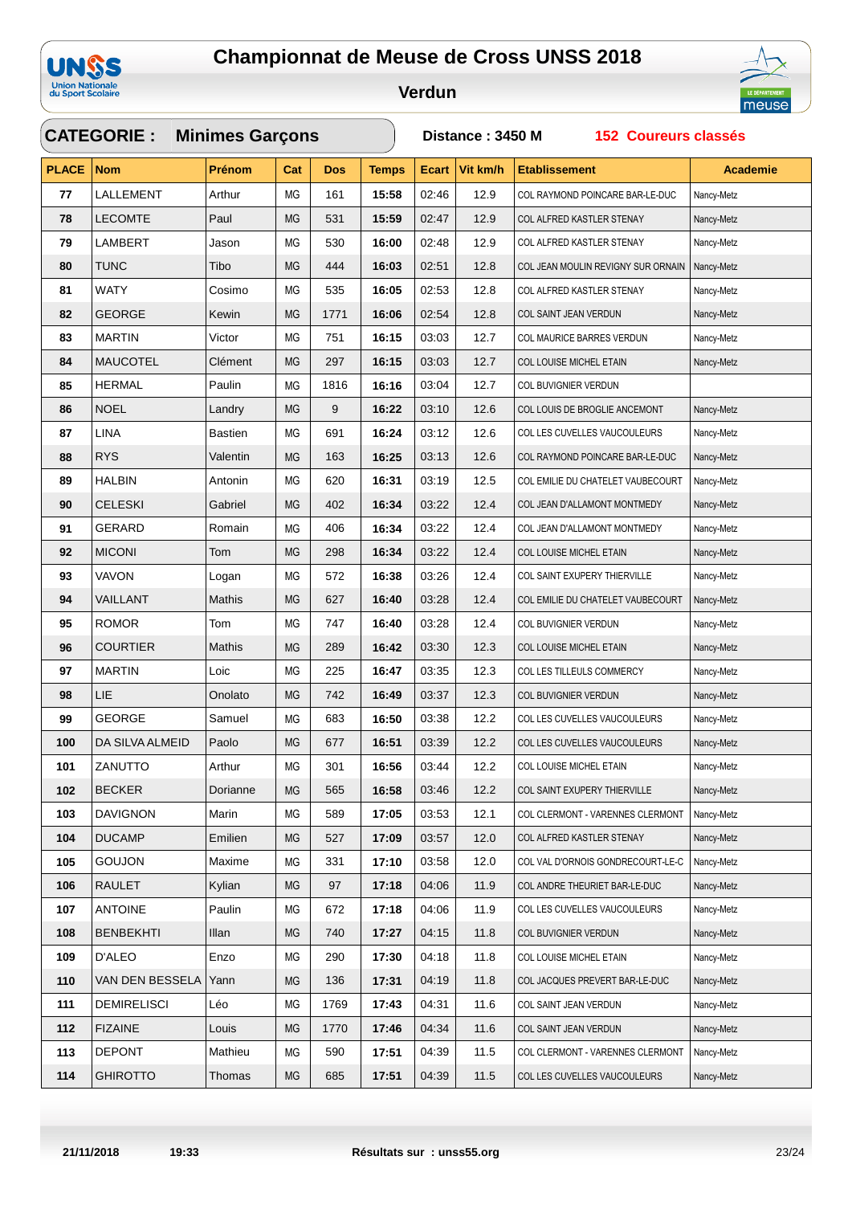# Championnat de Meuse de Cross UNSS 2018

## Verdun

**CATEGORIE : Minimes Garçons** | **Distance : 3450 M** | **152 Coureurs classés**

| PLACE | Nom | Prénom | Cat | Dos | Temps | Ecart | Vit km/h | Etablissement | Academie |
|---|---|---|---|---|---|---|---|---|---|
| 77 | LALLEMENT | Arthur | MG | 161 | 15:58 | 02:46 | 12.9 | COL RAYMOND POINCARE BAR-LE-DUC | Nancy-Metz |
| 78 | LECOMTE | Paul | MG | 531 | 15:59 | 02:47 | 12.9 | COL ALFRED KASTLER STENAY | Nancy-Metz |
| 79 | LAMBERT | Jason | MG | 530 | 16:00 | 02:48 | 12.9 | COL ALFRED KASTLER STENAY | Nancy-Metz |
| 80 | TUNC | Tibo | MG | 444 | 16:03 | 02:51 | 12.8 | COL JEAN MOULIN REVIGNY SUR ORNAIN | Nancy-Metz |
| 81 | WATY | Cosimo | MG | 535 | 16:05 | 02:53 | 12.8 | COL ALFRED KASTLER STENAY | Nancy-Metz |
| 82 | GEORGE | Kewin | MG | 1771 | 16:06 | 02:54 | 12.8 | COL SAINT JEAN VERDUN | Nancy-Metz |
| 83 | MARTIN | Victor | MG | 751 | 16:15 | 03:03 | 12.7 | COL MAURICE BARRES VERDUN | Nancy-Metz |
| 84 | MAUCOTEL | Clément | MG | 297 | 16:15 | 03:03 | 12.7 | COL LOUISE MICHEL ETAIN | Nancy-Metz |
| 85 | HERMAL | Paulin | MG | 1816 | 16:16 | 03:04 | 12.7 | COL BUVIGNIER VERDUN | |
| 86 | NOEL | Landry | MG | 9 | 16:22 | 03:10 | 12.6 | COL LOUIS DE BROGLIE ANCEMONT | Nancy-Metz |
| 87 | LINA | Bastien | MG | 691 | 16:24 | 03:12 | 12.6 | COL LES CUVELLES VAUCOULEURS | Nancy-Metz |
| 88 | RYS | Valentin | MG | 163 | 16:25 | 03:13 | 12.6 | COL RAYMOND POINCARE BAR-LE-DUC | Nancy-Metz |
| 89 | HALBIN | Antonin | MG | 620 | 16:31 | 03:19 | 12.5 | COL EMILIE DU CHATELET VAUBECOURT | Nancy-Metz |
| 90 | CELESKI | Gabriel | MG | 402 | 16:34 | 03:22 | 12.4 | COL JEAN D'ALLAMONT MONTMEDY | Nancy-Metz |
| 91 | GERARD | Romain | MG | 406 | 16:34 | 03:22 | 12.4 | COL JEAN D'ALLAMONT MONTMEDY | Nancy-Metz |
| 92 | MICONI | Tom | MG | 298 | 16:34 | 03:22 | 12.4 | COL LOUISE MICHEL ETAIN | Nancy-Metz |
| 93 | VAVON | Logan | MG | 572 | 16:38 | 03:26 | 12.4 | COL SAINT EXUPERY THIERVILLE | Nancy-Metz |
| 94 | VAILLANT | Mathis | MG | 627 | 16:40 | 03:28 | 12.4 | COL EMILIE DU CHATELET VAUBECOURT | Nancy-Metz |
| 95 | ROMOR | Tom | MG | 747 | 16:40 | 03:28 | 12.4 | COL BUVIGNIER VERDUN | Nancy-Metz |
| 96 | COURTIER | Mathis | MG | 289 | 16:42 | 03:30 | 12.3 | COL LOUISE MICHEL ETAIN | Nancy-Metz |
| 97 | MARTIN | Loic | MG | 225 | 16:47 | 03:35 | 12.3 | COL LES TILLEULS COMMERCY | Nancy-Metz |
| 98 | LIE | Onolato | MG | 742 | 16:49 | 03:37 | 12.3 | COL BUVIGNIER VERDUN | Nancy-Metz |
| 99 | GEORGE | Samuel | MG | 683 | 16:50 | 03:38 | 12.2 | COL LES CUVELLES VAUCOULEURS | Nancy-Metz |
| 100 | DA SILVA ALMEID | Paolo | MG | 677 | 16:51 | 03:39 | 12.2 | COL LES CUVELLES VAUCOULEURS | Nancy-Metz |
| 101 | ZANUTTO | Arthur | MG | 301 | 16:56 | 03:44 | 12.2 | COL LOUISE MICHEL ETAIN | Nancy-Metz |
| 102 | BECKER | Dorianne | MG | 565 | 16:58 | 03:46 | 12.2 | COL SAINT EXUPERY THIERVILLE | Nancy-Metz |
| 103 | DAVIGNON | Marin | MG | 589 | 17:05 | 03:53 | 12.1 | COL CLERMONT - VARENNES CLERMONT | Nancy-Metz |
| 104 | DUCAMP | Emilien | MG | 527 | 17:09 | 03:57 | 12.0 | COL ALFRED KASTLER STENAY | Nancy-Metz |
| 105 | GOUJON | Maxime | MG | 331 | 17:10 | 03:58 | 12.0 | COL VAL D'ORNOIS GONDRECOURT-LE-C | Nancy-Metz |
| 106 | RAULET | Kylian | MG | 97 | 17:18 | 04:06 | 11.9 | COL ANDRE THEURIET BAR-LE-DUC | Nancy-Metz |
| 107 | ANTOINE | Paulin | MG | 672 | 17:18 | 04:06 | 11.9 | COL LES CUVELLES VAUCOULEURS | Nancy-Metz |
| 108 | BENBEKHTI | Illan | MG | 740 | 17:27 | 04:15 | 11.8 | COL BUVIGNIER VERDUN | Nancy-Metz |
| 109 | D'ALEO | Enzo | MG | 290 | 17:30 | 04:18 | 11.8 | COL LOUISE MICHEL ETAIN | Nancy-Metz |
| 110 | VAN DEN BESSELA | Yann | MG | 136 | 17:31 | 04:19 | 11.8 | COL JACQUES PREVERT BAR-LE-DUC | Nancy-Metz |
| 111 | DEMIRELISCI | Léo | MG | 1769 | 17:43 | 04:31 | 11.6 | COL SAINT JEAN VERDUN | Nancy-Metz |
| 112 | FIZAINE | Louis | MG | 1770 | 17:46 | 04:34 | 11.6 | COL SAINT JEAN VERDUN | Nancy-Metz |
| 113 | DEPONT | Mathieu | MG | 590 | 17:51 | 04:39 | 11.5 | COL CLERMONT - VARENNES CLERMONT | Nancy-Metz |
| 114 | GHIROTTO | Thomas | MG | 685 | 17:51 | 04:39 | 11.5 | COL LES CUVELLES VAUCOULEURS | Nancy-Metz |

21/11/2018 19:33 Résultats sur : unss55.org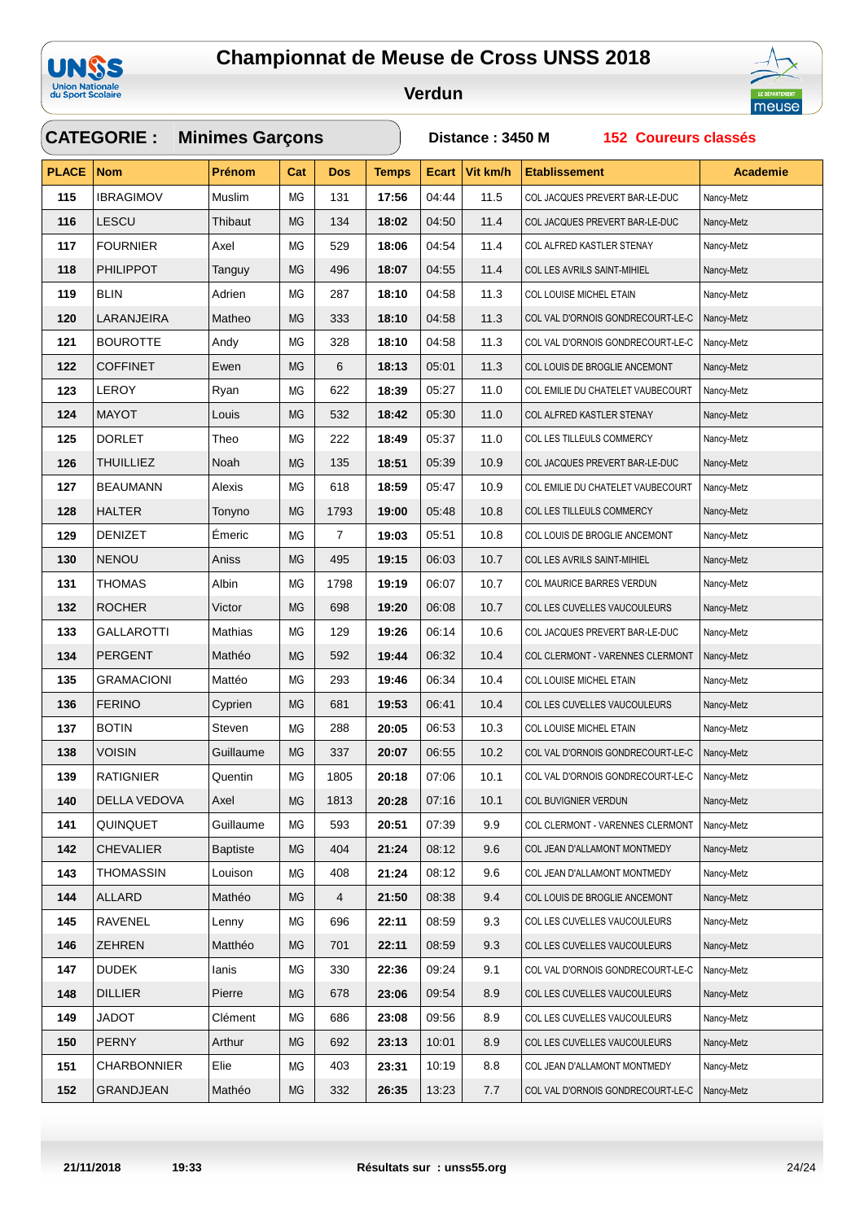# Championnat de Meuse de Cross UNSS 2018

## Verdun

**CATEGORIE : Minimes Garçons** — **Distance : 3450 M** — **152 Coureurs classés**

| PLACE | Nom | Prénom | Cat | Dos | Temps | Ecart | Vit km/h | Etablissement | Academie |
|---|---|---|---|---|---|---|---|---|---|
| 115 | IBRAGIMOV | Muslim | MG | 131 | 17:56 | 04:44 | 11.5 | COL JACQUES PREVERT BAR-LE-DUC | Nancy-Metz |
| 116 | LESCU | Thibaut | MG | 134 | 18:02 | 04:50 | 11.4 | COL JACQUES PREVERT BAR-LE-DUC | Nancy-Metz |
| 117 | FOURNIER | Axel | MG | 529 | 18:06 | 04:54 | 11.4 | COL ALFRED KASTLER STENAY | Nancy-Metz |
| 118 | PHILIPPOT | Tanguy | MG | 496 | 18:07 | 04:55 | 11.4 | COL LES AVRILS SAINT-MIHIEL | Nancy-Metz |
| 119 | BLIN | Adrien | MG | 287 | 18:10 | 04:58 | 11.3 | COL LOUISE MICHEL ETAIN | Nancy-Metz |
| 120 | LARANJEIRA | Matheo | MG | 333 | 18:10 | 04:58 | 11.3 | COL VAL D'ORNOIS GONDRECOURT-LE-C | Nancy-Metz |
| 121 | BOUROTTE | Andy | MG | 328 | 18:10 | 04:58 | 11.3 | COL VAL D'ORNOIS GONDRECOURT-LE-C | Nancy-Metz |
| 122 | COFFINET | Ewen | MG | 6 | 18:13 | 05:01 | 11.3 | COL LOUIS DE BROGLIE ANCEMONT | Nancy-Metz |
| 123 | LEROY | Ryan | MG | 622 | 18:39 | 05:27 | 11.0 | COL EMILIE DU CHATELET VAUBECOURT | Nancy-Metz |
| 124 | MAYOT | Louis | MG | 532 | 18:42 | 05:30 | 11.0 | COL ALFRED KASTLER STENAY | Nancy-Metz |
| 125 | DORLET | Theo | MG | 222 | 18:49 | 05:37 | 11.0 | COL LES TILLEULS COMMERCY | Nancy-Metz |
| 126 | THUILLIEZ | Noah | MG | 135 | 18:51 | 05:39 | 10.9 | COL JACQUES PREVERT BAR-LE-DUC | Nancy-Metz |
| 127 | BEAUMANN | Alexis | MG | 618 | 18:59 | 05:47 | 10.9 | COL EMILIE DU CHATELET VAUBECOURT | Nancy-Metz |
| 128 | HALTER | Tonyno | MG | 1793 | 19:00 | 05:48 | 10.8 | COL LES TILLEULS COMMERCY | Nancy-Metz |
| 129 | DENIZET | Émeric | MG | 7 | 19:03 | 05:51 | 10.8 | COL LOUIS DE BROGLIE ANCEMONT | Nancy-Metz |
| 130 | NENOU | Aniss | MG | 495 | 19:15 | 06:03 | 10.7 | COL LES AVRILS SAINT-MIHIEL | Nancy-Metz |
| 131 | THOMAS | Albin | MG | 1798 | 19:19 | 06:07 | 10.7 | COL MAURICE BARRES VERDUN | Nancy-Metz |
| 132 | ROCHER | Victor | MG | 698 | 19:20 | 06:08 | 10.7 | COL LES CUVELLES VAUCOULEURS | Nancy-Metz |
| 133 | GALLAROTTI | Mathias | MG | 129 | 19:26 | 06:14 | 10.6 | COL JACQUES PREVERT BAR-LE-DUC | Nancy-Metz |
| 134 | PERGENT | Mathéo | MG | 592 | 19:44 | 06:32 | 10.4 | COL CLERMONT - VARENNES CLERMONT | Nancy-Metz |
| 135 | GRAMACIONI | Mattéo | MG | 293 | 19:46 | 06:34 | 10.4 | COL LOUISE MICHEL ETAIN | Nancy-Metz |
| 136 | FERINO | Cyprien | MG | 681 | 19:53 | 06:41 | 10.4 | COL LES CUVELLES VAUCOULEURS | Nancy-Metz |
| 137 | BOTIN | Steven | MG | 288 | 20:05 | 06:53 | 10.3 | COL LOUISE MICHEL ETAIN | Nancy-Metz |
| 138 | VOISIN | Guillaume | MG | 337 | 20:07 | 06:55 | 10.2 | COL VAL D'ORNOIS GONDRECOURT-LE-C | Nancy-Metz |
| 139 | RATIGNIER | Quentin | MG | 1805 | 20:18 | 07:06 | 10.1 | COL VAL D'ORNOIS GONDRECOURT-LE-C | Nancy-Metz |
| 140 | DELLA VEDOVA | Axel | MG | 1813 | 20:28 | 07:16 | 10.1 | COL BUVIGNIER VERDUN | Nancy-Metz |
| 141 | QUINQUET | Guillaume | MG | 593 | 20:51 | 07:39 | 9.9 | COL CLERMONT - VARENNES CLERMONT | Nancy-Metz |
| 142 | CHEVALIER | Baptiste | MG | 404 | 21:24 | 08:12 | 9.6 | COL JEAN D'ALLAMONT MONTMEDY | Nancy-Metz |
| 143 | THOMASSIN | Louison | MG | 408 | 21:24 | 08:12 | 9.6 | COL JEAN D'ALLAMONT MONTMEDY | Nancy-Metz |
| 144 | ALLARD | Mathéo | MG | 4 | 21:50 | 08:38 | 9.4 | COL LOUIS DE BROGLIE ANCEMONT | Nancy-Metz |
| 145 | RAVENEL | Lenny | MG | 696 | 22:11 | 08:59 | 9.3 | COL LES CUVELLES VAUCOULEURS | Nancy-Metz |
| 146 | ZEHREN | Matthéo | MG | 701 | 22:11 | 08:59 | 9.3 | COL LES CUVELLES VAUCOULEURS | Nancy-Metz |
| 147 | DUDEK | Ianis | MG | 330 | 22:36 | 09:24 | 9.1 | COL VAL D'ORNOIS GONDRECOURT-LE-C | Nancy-Metz |
| 148 | DILLIER | Pierre | MG | 678 | 23:06 | 09:54 | 8.9 | COL LES CUVELLES VAUCOULEURS | Nancy-Metz |
| 149 | JADOT | Clément | MG | 686 | 23:08 | 09:56 | 8.9 | COL LES CUVELLES VAUCOULEURS | Nancy-Metz |
| 150 | PERNY | Arthur | MG | 692 | 23:13 | 10:01 | 8.9 | COL LES CUVELLES VAUCOULEURS | Nancy-Metz |
| 151 | CHARBONNIER | Elie | MG | 403 | 23:31 | 10:19 | 8.8 | COL JEAN D'ALLAMONT MONTMEDY | Nancy-Metz |
| 152 | GRANDJEAN | Mathéo | MG | 332 | 26:35 | 13:23 | 7.7 | COL VAL D'ORNOIS GONDRECOURT-LE-C | Nancy-Metz |

21/11/2018 19:33 — Résultats sur : unss55.org